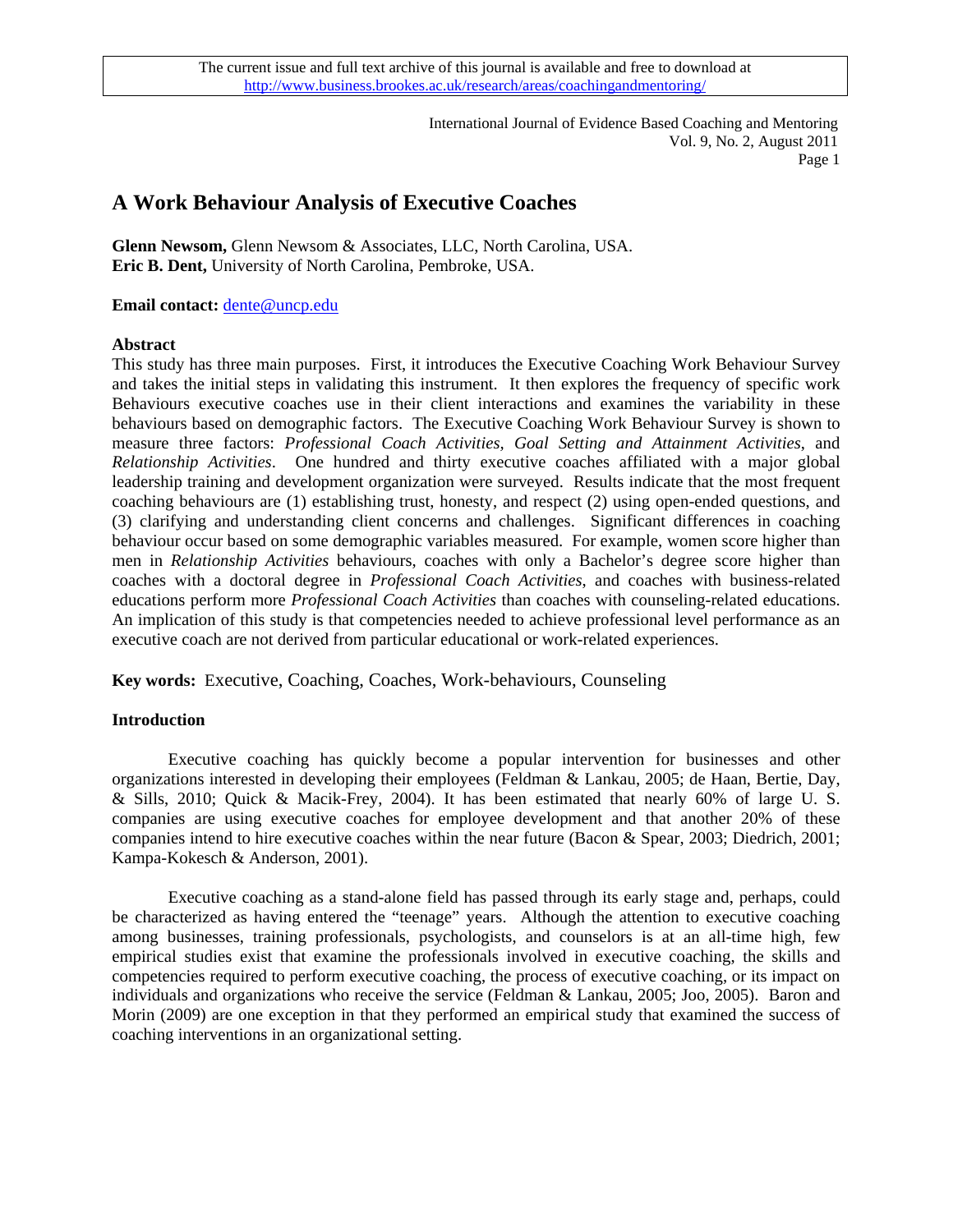The current issue and full text archive of this journal is available and free to download at http://www.business.brookes.ac.uk/research/areas/coachingandmentoring/

# A Work Behaviour Analysis of Executive Coaches

**Glenn Newsom,** Glenn Newsom & Associates, LLC, North Carolina, USA.
**Eric B. Dent,** University of North Carolina, Pembroke, USA.

**Email contact:** dente@uncp.edu

## Abstract

This study has three main purposes. First, it introduces the Executive Coaching Work Behaviour Survey and takes the initial steps in validating this instrument. It then explores the frequency of specific work Behaviours executive coaches use in their client interactions and examines the variability in these behaviours based on demographic factors. The Executive Coaching Work Behaviour Survey is shown to measure three factors: *Professional Coach Activities, Goal Setting and Attainment Activities*, and *Relationship Activities*. One hundred and thirty executive coaches affiliated with a major global leadership training and development organization were surveyed. Results indicate that the most frequent coaching behaviours are (1) establishing trust, honesty, and respect (2) using open-ended questions, and (3) clarifying and understanding client concerns and challenges. Significant differences in coaching behaviour occur based on some demographic variables measured. For example, women score higher than men in *Relationship Activities* behaviours, coaches with only a Bachelor's degree score higher than coaches with a doctoral degree in *Professional Coach Activities*, and coaches with business-related educations perform more *Professional Coach Activities* than coaches with counseling-related educations. An implication of this study is that competencies needed to achieve professional level performance as an executive coach are not derived from particular educational or work-related experiences.

**Key words:** Executive, Coaching, Coaches, Work-behaviours, Counseling

## Introduction

Executive coaching has quickly become a popular intervention for businesses and other organizations interested in developing their employees (Feldman & Lankau, 2005; de Haan, Bertie, Day, & Sills, 2010; Quick & Macik-Frey, 2004). It has been estimated that nearly 60% of large U. S. companies are using executive coaches for employee development and that another 20% of these companies intend to hire executive coaches within the near future (Bacon & Spear, 2003; Diedrich, 2001; Kampa-Kokesch & Anderson, 2001).

Executive coaching as a stand-alone field has passed through its early stage and, perhaps, could be characterized as having entered the "teenage" years. Although the attention to executive coaching among businesses, training professionals, psychologists, and counselors is at an all-time high, few empirical studies exist that examine the professionals involved in executive coaching, the skills and competencies required to perform executive coaching, the process of executive coaching, or its impact on individuals and organizations who receive the service (Feldman & Lankau, 2005; Joo, 2005). Baron and Morin (2009) are one exception in that they performed an empirical study that examined the success of coaching interventions in an organizational setting.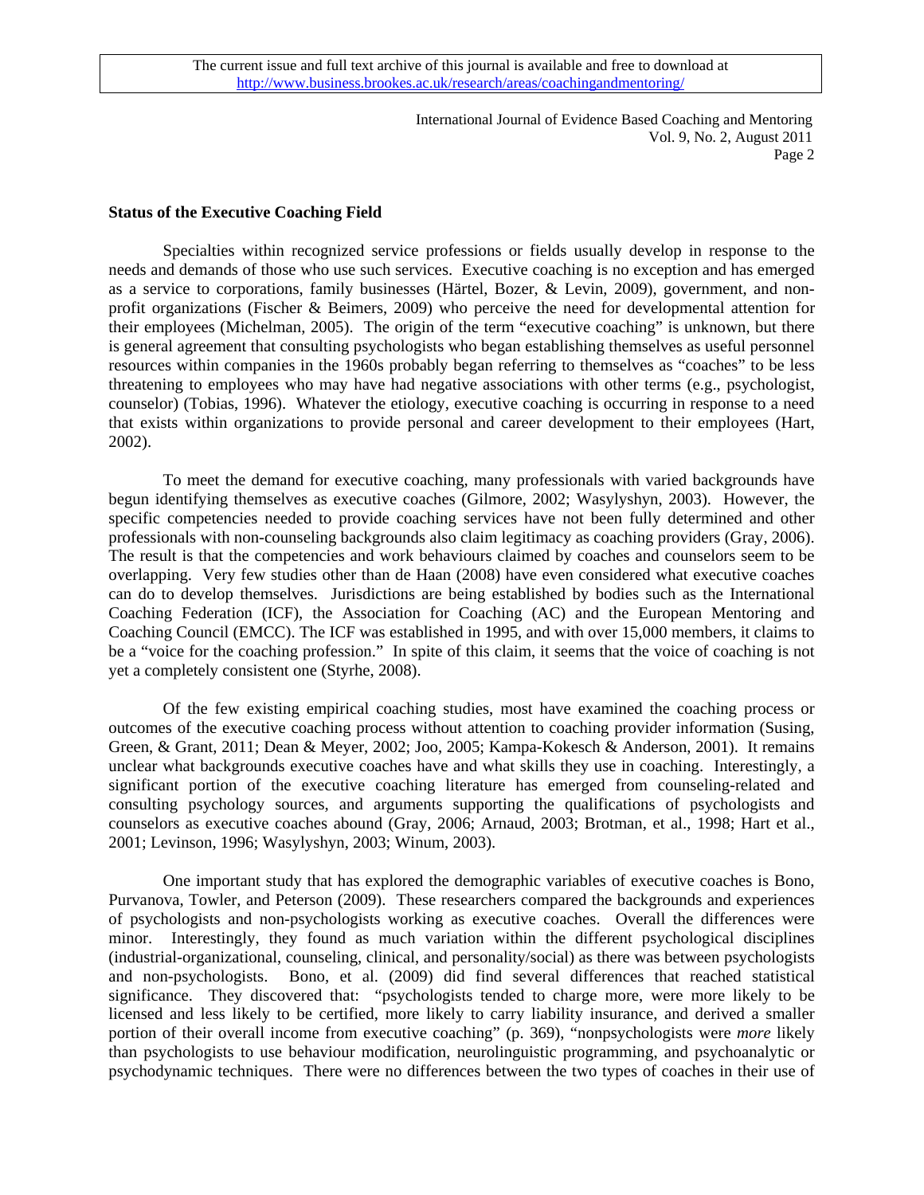## Status of the Executive Coaching Field

Specialties within recognized service professions or fields usually develop in response to the needs and demands of those who use such services. Executive coaching is no exception and has emerged as a service to corporations, family businesses (Härtel, Bozer, & Levin, 2009), government, and non-profit organizations (Fischer & Beimers, 2009) who perceive the need for developmental attention for their employees (Michelman, 2005). The origin of the term "executive coaching" is unknown, but there is general agreement that consulting psychologists who began establishing themselves as useful personnel resources within companies in the 1960s probably began referring to themselves as "coaches" to be less threatening to employees who may have had negative associations with other terms (e.g., psychologist, counselor) (Tobias, 1996). Whatever the etiology, executive coaching is occurring in response to a need that exists within organizations to provide personal and career development to their employees (Hart, 2002).

To meet the demand for executive coaching, many professionals with varied backgrounds have begun identifying themselves as executive coaches (Gilmore, 2002; Wasylyshyn, 2003). However, the specific competencies needed to provide coaching services have not been fully determined and other professionals with non-counseling backgrounds also claim legitimacy as coaching providers (Gray, 2006). The result is that the competencies and work behaviours claimed by coaches and counselors seem to be overlapping. Very few studies other than de Haan (2008) have even considered what executive coaches can do to develop themselves. Jurisdictions are being established by bodies such as the International Coaching Federation (ICF), the Association for Coaching (AC) and the European Mentoring and Coaching Council (EMCC). The ICF was established in 1995, and with over 15,000 members, it claims to be a "voice for the coaching profession." In spite of this claim, it seems that the voice of coaching is not yet a completely consistent one (Styrhe, 2008).

Of the few existing empirical coaching studies, most have examined the coaching process or outcomes of the executive coaching process without attention to coaching provider information (Susing, Green, & Grant, 2011; Dean & Meyer, 2002; Joo, 2005; Kampa-Kokesch & Anderson, 2001). It remains unclear what backgrounds executive coaches have and what skills they use in coaching. Interestingly, a significant portion of the executive coaching literature has emerged from counseling-related and consulting psychology sources, and arguments supporting the qualifications of psychologists and counselors as executive coaches abound (Gray, 2006; Arnaud, 2003; Brotman, et al., 1998; Hart et al., 2001; Levinson, 1996; Wasylyshyn, 2003; Winum, 2003).

One important study that has explored the demographic variables of executive coaches is Bono, Purvanova, Towler, and Peterson (2009). These researchers compared the backgrounds and experiences of psychologists and non-psychologists working as executive coaches. Overall the differences were minor. Interestingly, they found as much variation within the different psychological disciplines (industrial-organizational, counseling, clinical, and personality/social) as there was between psychologists and non-psychologists. Bono, et al. (2009) did find several differences that reached statistical significance. They discovered that: "psychologists tended to charge more, were more likely to be licensed and less likely to be certified, more likely to carry liability insurance, and derived a smaller portion of their overall income from executive coaching" (p. 369), "nonpsychologists were *more* likely than psychologists to use behaviour modification, neurolinguistic programming, and psychoanalytic or psychodynamic techniques. There were no differences between the two types of coaches in their use of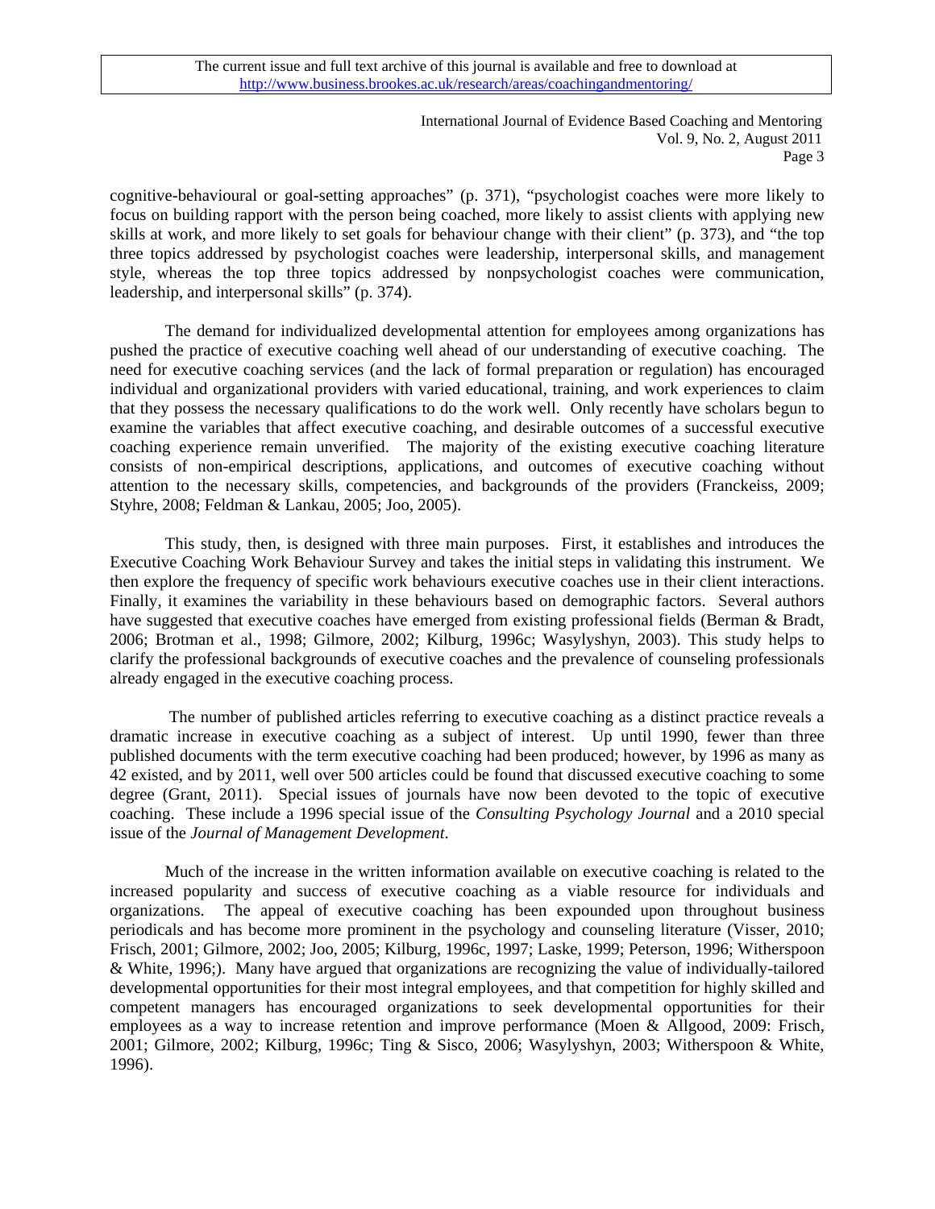cognitive-behavioural or goal-setting approaches" (p. 371), "psychologist coaches were more likely to focus on building rapport with the person being coached, more likely to assist clients with applying new skills at work, and more likely to set goals for behaviour change with their client" (p. 373), and "the top three topics addressed by psychologist coaches were leadership, interpersonal skills, and management style, whereas the top three topics addressed by nonpsychologist coaches were communication, leadership, and interpersonal skills" (p. 374).

The demand for individualized developmental attention for employees among organizations has pushed the practice of executive coaching well ahead of our understanding of executive coaching. The need for executive coaching services (and the lack of formal preparation or regulation) has encouraged individual and organizational providers with varied educational, training, and work experiences to claim that they possess the necessary qualifications to do the work well. Only recently have scholars begun to examine the variables that affect executive coaching, and desirable outcomes of a successful executive coaching experience remain unverified. The majority of the existing executive coaching literature consists of non-empirical descriptions, applications, and outcomes of executive coaching without attention to the necessary skills, competencies, and backgrounds of the providers (Franckeiss, 2009; Styhre, 2008; Feldman & Lankau, 2005; Joo, 2005).

This study, then, is designed with three main purposes. First, it establishes and introduces the Executive Coaching Work Behaviour Survey and takes the initial steps in validating this instrument. We then explore the frequency of specific work behaviours executive coaches use in their client interactions. Finally, it examines the variability in these behaviours based on demographic factors. Several authors have suggested that executive coaches have emerged from existing professional fields (Berman & Bradt, 2006; Brotman et al., 1998; Gilmore, 2002; Kilburg, 1996c; Wasylyshyn, 2003). This study helps to clarify the professional backgrounds of executive coaches and the prevalence of counseling professionals already engaged in the executive coaching process.

The number of published articles referring to executive coaching as a distinct practice reveals a dramatic increase in executive coaching as a subject of interest. Up until 1990, fewer than three published documents with the term executive coaching had been produced; however, by 1996 as many as 42 existed, and by 2011, well over 500 articles could be found that discussed executive coaching to some degree (Grant, 2011). Special issues of journals have now been devoted to the topic of executive coaching. These include a 1996 special issue of the *Consulting Psychology Journal* and a 2010 special issue of the *Journal of Management Development*.

Much of the increase in the written information available on executive coaching is related to the increased popularity and success of executive coaching as a viable resource for individuals and organizations. The appeal of executive coaching has been expounded upon throughout business periodicals and has become more prominent in the psychology and counseling literature (Visser, 2010; Frisch, 2001; Gilmore, 2002; Joo, 2005; Kilburg, 1996c, 1997; Laske, 1999; Peterson, 1996; Witherspoon & White, 1996;). Many have argued that organizations are recognizing the value of individually-tailored developmental opportunities for their most integral employees, and that competition for highly skilled and competent managers has encouraged organizations to seek developmental opportunities for their employees as a way to increase retention and improve performance (Moen & Allgood, 2009: Frisch, 2001; Gilmore, 2002; Kilburg, 1996c; Ting & Sisco, 2006; Wasylyshyn, 2003; Witherspoon & White, 1996).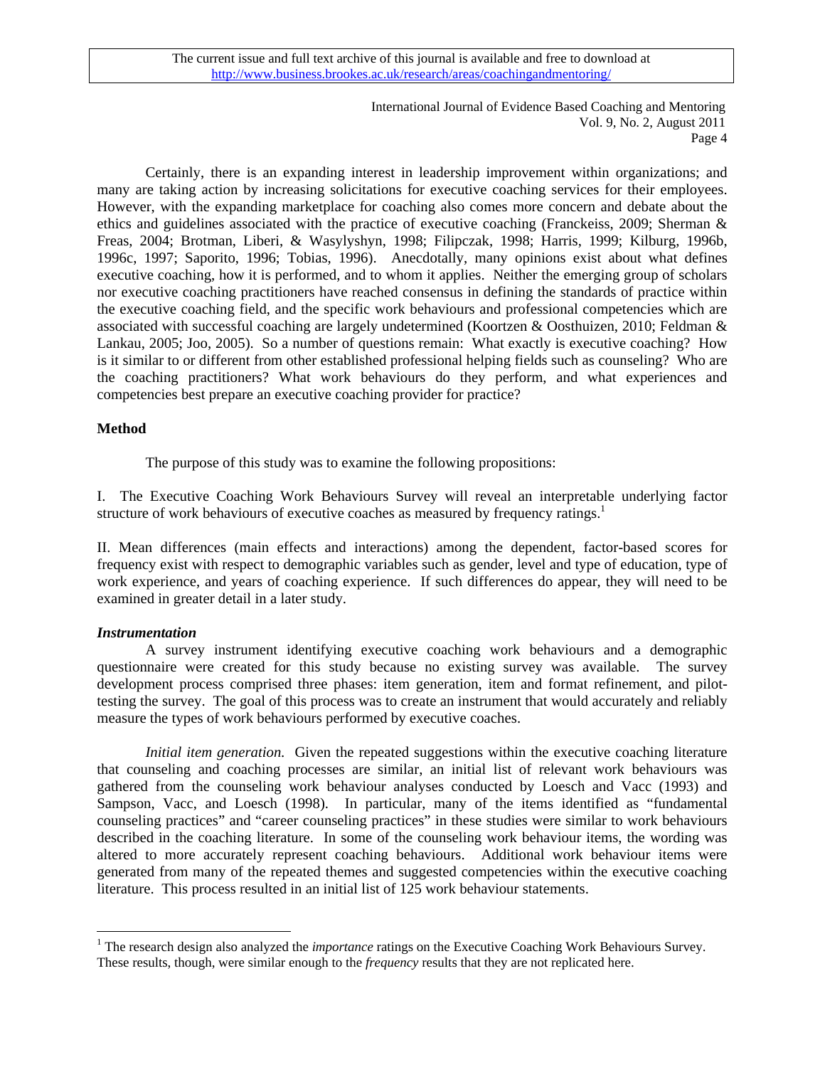Certainly, there is an expanding interest in leadership improvement within organizations; and many are taking action by increasing solicitations for executive coaching services for their employees. However, with the expanding marketplace for coaching also comes more concern and debate about the ethics and guidelines associated with the practice of executive coaching (Franckeiss, 2009; Sherman & Freas, 2004; Brotman, Liberi, & Wasylyshyn, 1998; Filipczak, 1998; Harris, 1999; Kilburg, 1996b, 1996c, 1997; Saporito, 1996; Tobias, 1996). Anecdotally, many opinions exist about what defines executive coaching, how it is performed, and to whom it applies. Neither the emerging group of scholars nor executive coaching practitioners have reached consensus in defining the standards of practice within the executive coaching field, and the specific work behaviours and professional competencies which are associated with successful coaching are largely undetermined (Koortzen & Oosthuizen, 2010; Feldman & Lankau, 2005; Joo, 2005). So a number of questions remain: What exactly is executive coaching? How is it similar to or different from other established professional helping fields such as counseling? Who are the coaching practitioners? What work behaviours do they perform, and what experiences and competencies best prepare an executive coaching provider for practice?

## Method

The purpose of this study was to examine the following propositions:

I. The Executive Coaching Work Behaviours Survey will reveal an interpretable underlying factor structure of work behaviours of executive coaches as measured by frequency ratings.[1]

II. Mean differences (main effects and interactions) among the dependent, factor-based scores for frequency exist with respect to demographic variables such as gender, level and type of education, type of work experience, and years of coaching experience. If such differences do appear, they will need to be examined in greater detail in a later study.

### *Instrumentation*

A survey instrument identifying executive coaching work behaviours and a demographic questionnaire were created for this study because no existing survey was available. The survey development process comprised three phases: item generation, item and format refinement, and pilot-testing the survey. The goal of this process was to create an instrument that would accurately and reliably measure the types of work behaviours performed by executive coaches.

*Initial item generation.* Given the repeated suggestions within the executive coaching literature that counseling and coaching processes are similar, an initial list of relevant work behaviours was gathered from the counseling work behaviour analyses conducted by Loesch and Vacc (1993) and Sampson, Vacc, and Loesch (1998). In particular, many of the items identified as "fundamental counseling practices" and "career counseling practices" in these studies were similar to work behaviours described in the coaching literature. In some of the counseling work behaviour items, the wording was altered to more accurately represent coaching behaviours. Additional work behaviour items were generated from many of the repeated themes and suggested competencies within the executive coaching literature. This process resulted in an initial list of 125 work behaviour statements.

---

[1] The research design also analyzed the *importance* ratings on the Executive Coaching Work Behaviours Survey. These results, though, were similar enough to the *frequency* results that they are not replicated here.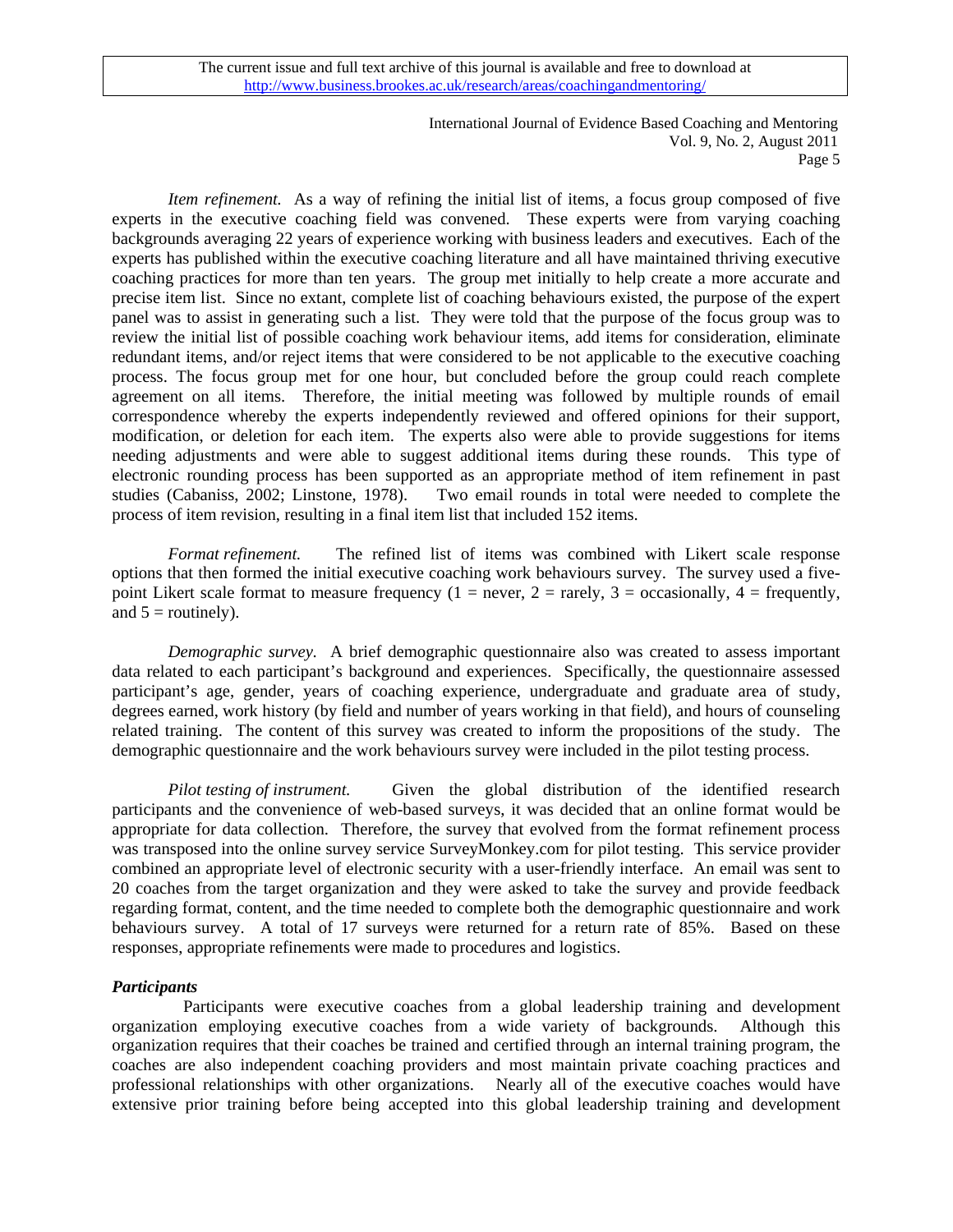*Item refinement.* As a way of refining the initial list of items, a focus group composed of five experts in the executive coaching field was convened. These experts were from varying coaching backgrounds averaging 22 years of experience working with business leaders and executives. Each of the experts has published within the executive coaching literature and all have maintained thriving executive coaching practices for more than ten years. The group met initially to help create a more accurate and precise item list. Since no extant, complete list of coaching behaviours existed, the purpose of the expert panel was to assist in generating such a list. They were told that the purpose of the focus group was to review the initial list of possible coaching work behaviour items, add items for consideration, eliminate redundant items, and/or reject items that were considered to be not applicable to the executive coaching process. The focus group met for one hour, but concluded before the group could reach complete agreement on all items. Therefore, the initial meeting was followed by multiple rounds of email correspondence whereby the experts independently reviewed and offered opinions for their support, modification, or deletion for each item. The experts also were able to provide suggestions for items needing adjustments and were able to suggest additional items during these rounds. This type of electronic rounding process has been supported as an appropriate method of item refinement in past studies (Cabaniss, 2002; Linstone, 1978). Two email rounds in total were needed to complete the process of item revision, resulting in a final item list that included 152 items.

*Format refinement.* The refined list of items was combined with Likert scale response options that then formed the initial executive coaching work behaviours survey. The survey used a five-point Likert scale format to measure frequency (1 = never, 2 = rarely, 3 = occasionally, 4 = frequently, and 5 = routinely).

*Demographic survey.* A brief demographic questionnaire also was created to assess important data related to each participant's background and experiences. Specifically, the questionnaire assessed participant's age, gender, years of coaching experience, undergraduate and graduate area of study, degrees earned, work history (by field and number of years working in that field), and hours of counseling related training. The content of this survey was created to inform the propositions of the study. The demographic questionnaire and the work behaviours survey were included in the pilot testing process.

*Pilot testing of instrument.* Given the global distribution of the identified research participants and the convenience of web-based surveys, it was decided that an online format would be appropriate for data collection. Therefore, the survey that evolved from the format refinement process was transposed into the online survey service SurveyMonkey.com for pilot testing. This service provider combined an appropriate level of electronic security with a user-friendly interface. An email was sent to 20 coaches from the target organization and they were asked to take the survey and provide feedback regarding format, content, and the time needed to complete both the demographic questionnaire and work behaviours survey. A total of 17 surveys were returned for a return rate of 85%. Based on these responses, appropriate refinements were made to procedures and logistics.

***Participants***

Participants were executive coaches from a global leadership training and development organization employing executive coaches from a wide variety of backgrounds. Although this organization requires that their coaches be trained and certified through an internal training program, the coaches are also independent coaching providers and most maintain private coaching practices and professional relationships with other organizations. Nearly all of the executive coaches would have extensive prior training before being accepted into this global leadership training and development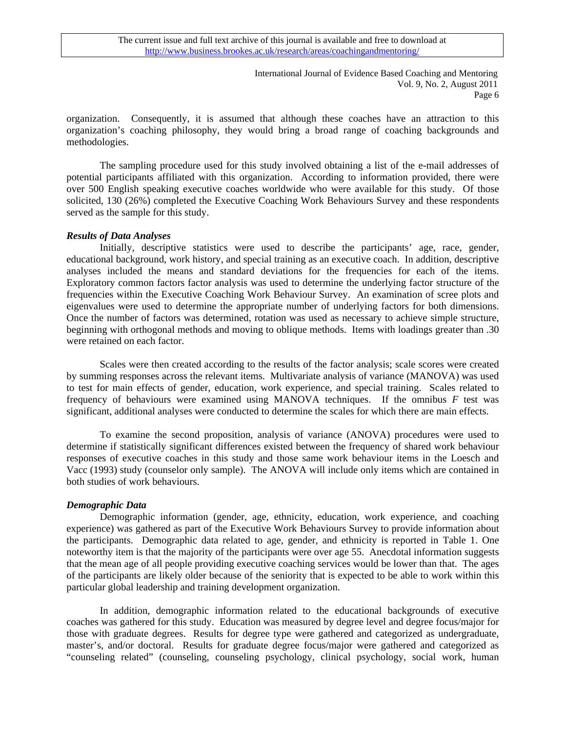organization. Consequently, it is assumed that although these coaches have an attraction to this organization's coaching philosophy, they would bring a broad range of coaching backgrounds and methodologies.

The sampling procedure used for this study involved obtaining a list of the e-mail addresses of potential participants affiliated with this organization. According to information provided, there were over 500 English speaking executive coaches worldwide who were available for this study. Of those solicited, 130 (26%) completed the Executive Coaching Work Behaviours Survey and these respondents served as the sample for this study.

### *Results of Data Analyses*

Initially, descriptive statistics were used to describe the participants' age, race, gender, educational background, work history, and special training as an executive coach. In addition, descriptive analyses included the means and standard deviations for the frequencies for each of the items. Exploratory common factors factor analysis was used to determine the underlying factor structure of the frequencies within the Executive Coaching Work Behaviour Survey. An examination of scree plots and eigenvalues were used to determine the appropriate number of underlying factors for both dimensions. Once the number of factors was determined, rotation was used as necessary to achieve simple structure, beginning with orthogonal methods and moving to oblique methods. Items with loadings greater than .30 were retained on each factor.

Scales were then created according to the results of the factor analysis; scale scores were created by summing responses across the relevant items. Multivariate analysis of variance (MANOVA) was used to test for main effects of gender, education, work experience, and special training. Scales related to frequency of behaviours were examined using MANOVA techniques. If the omnibus $F$ test was significant, additional analyses were conducted to determine the scales for which there are main effects.

To examine the second proposition, analysis of variance (ANOVA) procedures were used to determine if statistically significant differences existed between the frequency of shared work behaviour responses of executive coaches in this study and those same work behaviour items in the Loesch and Vacc (1993) study (counselor only sample). The ANOVA will include only items which are contained in both studies of work behaviours.

### *Demographic Data*

Demographic information (gender, age, ethnicity, education, work experience, and coaching experience) was gathered as part of the Executive Work Behaviours Survey to provide information about the participants. Demographic data related to age, gender, and ethnicity is reported in Table 1. One noteworthy item is that the majority of the participants were over age 55. Anecdotal information suggests that the mean age of all people providing executive coaching services would be lower than that. The ages of the participants are likely older because of the seniority that is expected to be able to work within this particular global leadership and training development organization.

In addition, demographic information related to the educational backgrounds of executive coaches was gathered for this study. Education was measured by degree level and degree focus/major for those with graduate degrees. Results for degree type were gathered and categorized as undergraduate, master's, and/or doctoral. Results for graduate degree focus/major were gathered and categorized as "counseling related" (counseling, counseling psychology, clinical psychology, social work, human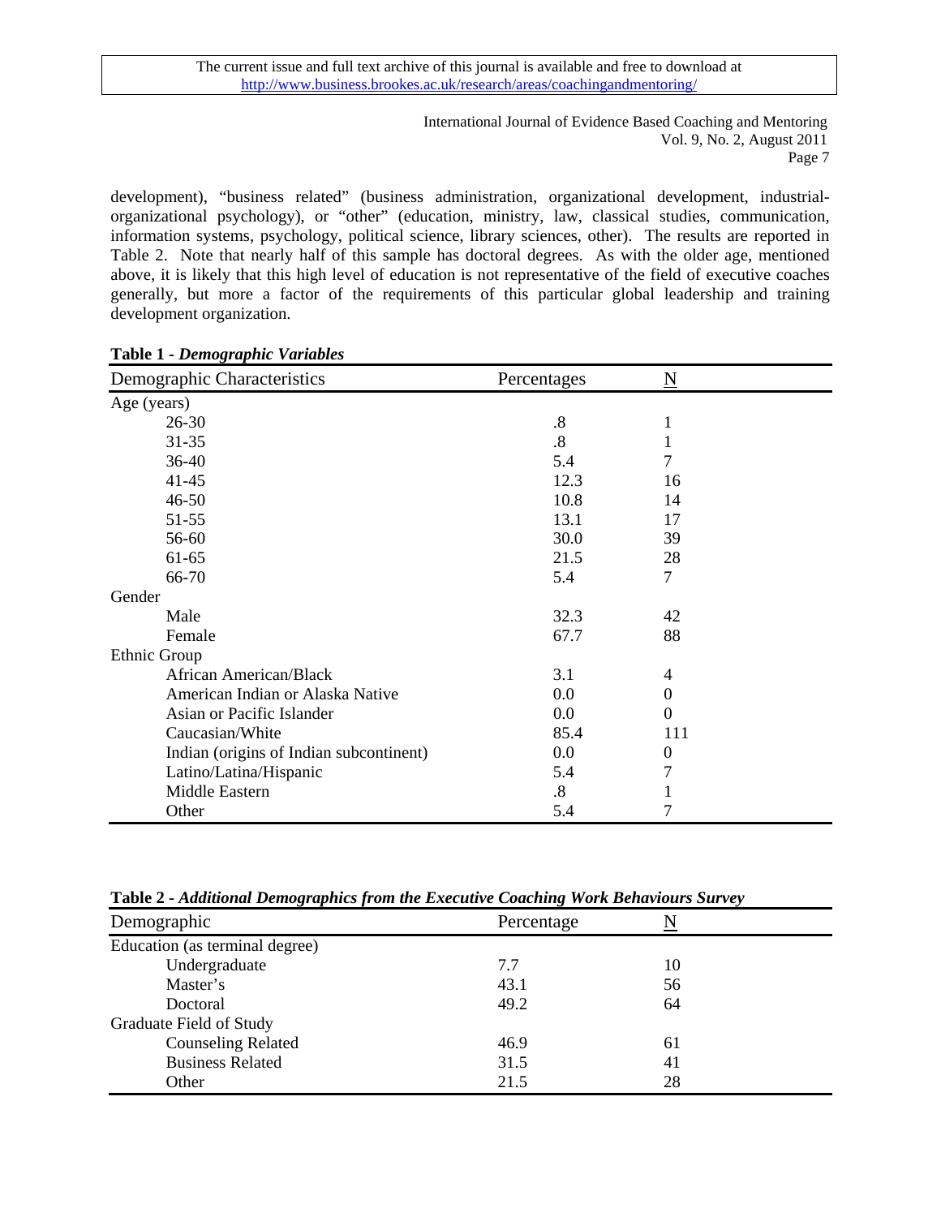development), "business related" (business administration, organizational development, industrial-organizational psychology), or "other" (education, ministry, law, classical studies, communication, information systems, psychology, political science, library sciences, other). The results are reported in Table 2. Note that nearly half of this sample has doctoral degrees. As with the older age, mentioned above, it is likely that this high level of education is not representative of the field of executive coaches generally, but more a factor of the requirements of this particular global leadership and training development organization.

**Table 1 - *Demographic Variables***

| Demographic Characteristics | Percentages | N |
|---|---|---|
| Age (years) | | |
| 26-30 | .8 | 1 |
| 31-35 | .8 | 1 |
| 36-40 | 5.4 | 7 |
| 41-45 | 12.3 | 16 |
| 46-50 | 10.8 | 14 |
| 51-55 | 13.1 | 17 |
| 56-60 | 30.0 | 39 |
| 61-65 | 21.5 | 28 |
| 66-70 | 5.4 | 7 |
| Gender | | |
| Male | 32.3 | 42 |
| Female | 67.7 | 88 |
| Ethnic Group | | |
| African American/Black | 3.1 | 4 |
| American Indian or Alaska Native | 0.0 | 0 |
| Asian or Pacific Islander | 0.0 | 0 |
| Caucasian/White | 85.4 | 111 |
| Indian (origins of Indian subcontinent) | 0.0 | 0 |
| Latino/Latina/Hispanic | 5.4 | 7 |
| Middle Eastern | .8 | 1 |
| Other | 5.4 | 7 |

**Table 2 - *Additional Demographics from the Executive Coaching Work Behaviours Survey***

| Demographic | Percentage | N |
|---|---|---|
| Education (as terminal degree) | | |
| Undergraduate | 7.7 | 10 |
| Master's | 43.1 | 56 |
| Doctoral | 49.2 | 64 |
| Graduate Field of Study | | |
| Counseling Related | 46.9 | 61 |
| Business Related | 31.5 | 41 |
| Other | 21.5 | 28 |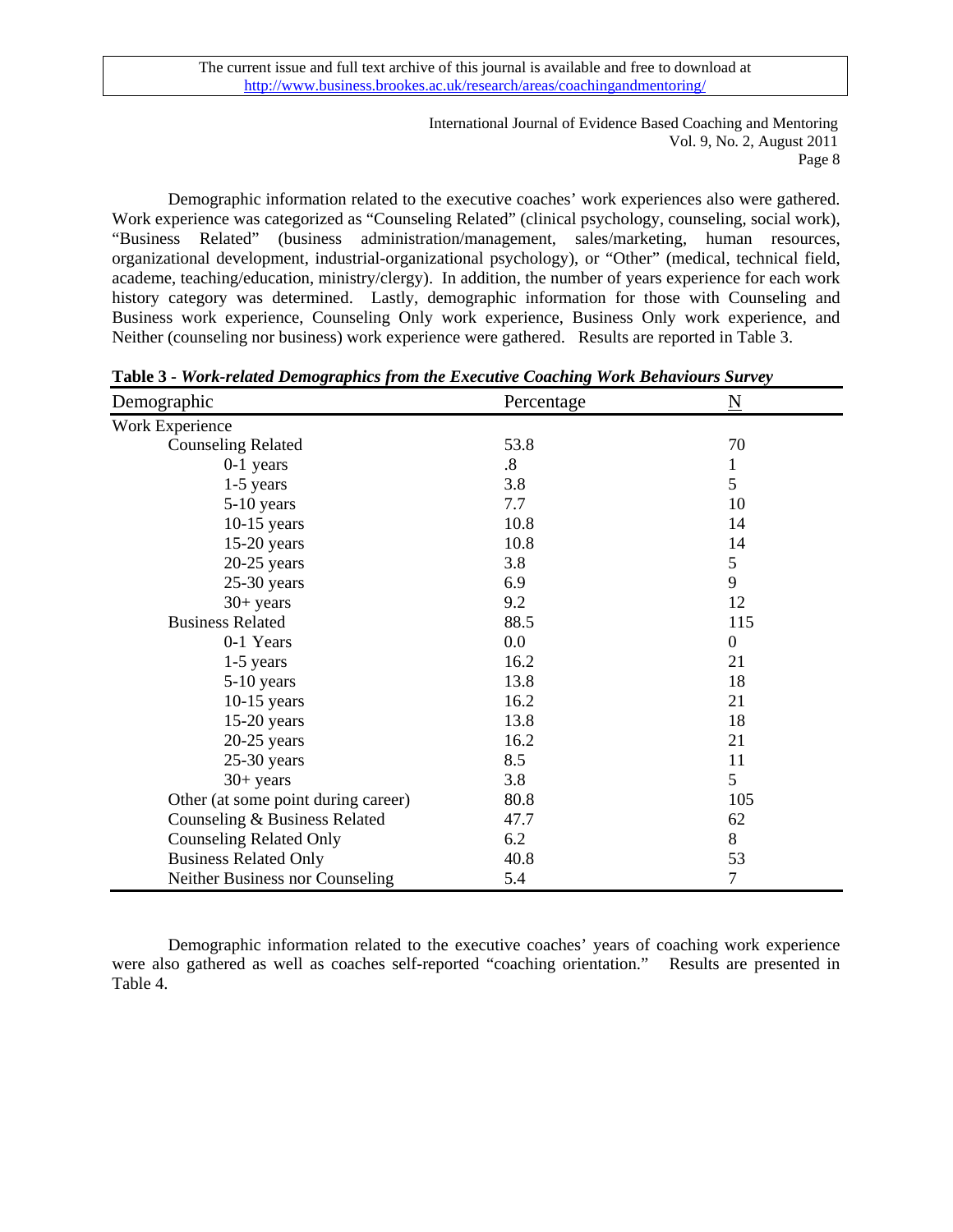Demographic information related to the executive coaches' work experiences also were gathered. Work experience was categorized as "Counseling Related" (clinical psychology, counseling, social work), "Business Related" (business administration/management, sales/marketing, human resources, organizational development, industrial-organizational psychology), or "Other" (medical, technical field, academe, teaching/education, ministry/clergy). In addition, the number of years experience for each work history category was determined. Lastly, demographic information for those with Counseling and Business work experience, Counseling Only work experience, Business Only work experience, and Neither (counseling nor business) work experience were gathered. Results are reported in Table 3.

**Table 3** - ***Work-related Demographics from the Executive Coaching Work Behaviours Survey***

| Demographic | Percentage | N |
|---|---|---|
| Work Experience | | |
| Counseling Related | 53.8 | 70 |
| 0-1 years | .8 | 1 |
| 1-5 years | 3.8 | 5 |
| 5-10 years | 7.7 | 10 |
| 10-15 years | 10.8 | 14 |
| 15-20 years | 10.8 | 14 |
| 20-25 years | 3.8 | 5 |
| 25-30 years | 6.9 | 9 |
| 30+ years | 9.2 | 12 |
| Business Related | 88.5 | 115 |
| 0-1 Years | 0.0 | 0 |
| 1-5 years | 16.2 | 21 |
| 5-10 years | 13.8 | 18 |
| 10-15 years | 16.2 | 21 |
| 15-20 years | 13.8 | 18 |
| 20-25 years | 16.2 | 21 |
| 25-30 years | 8.5 | 11 |
| 30+ years | 3.8 | 5 |
| Other (at some point during career) | 80.8 | 105 |
| Counseling & Business Related | 47.7 | 62 |
| Counseling Related Only | 6.2 | 8 |
| Business Related Only | 40.8 | 53 |
| Neither Business nor Counseling | 5.4 | 7 |

Demographic information related to the executive coaches' years of coaching work experience were also gathered as well as coaches self-reported "coaching orientation." Results are presented in Table 4.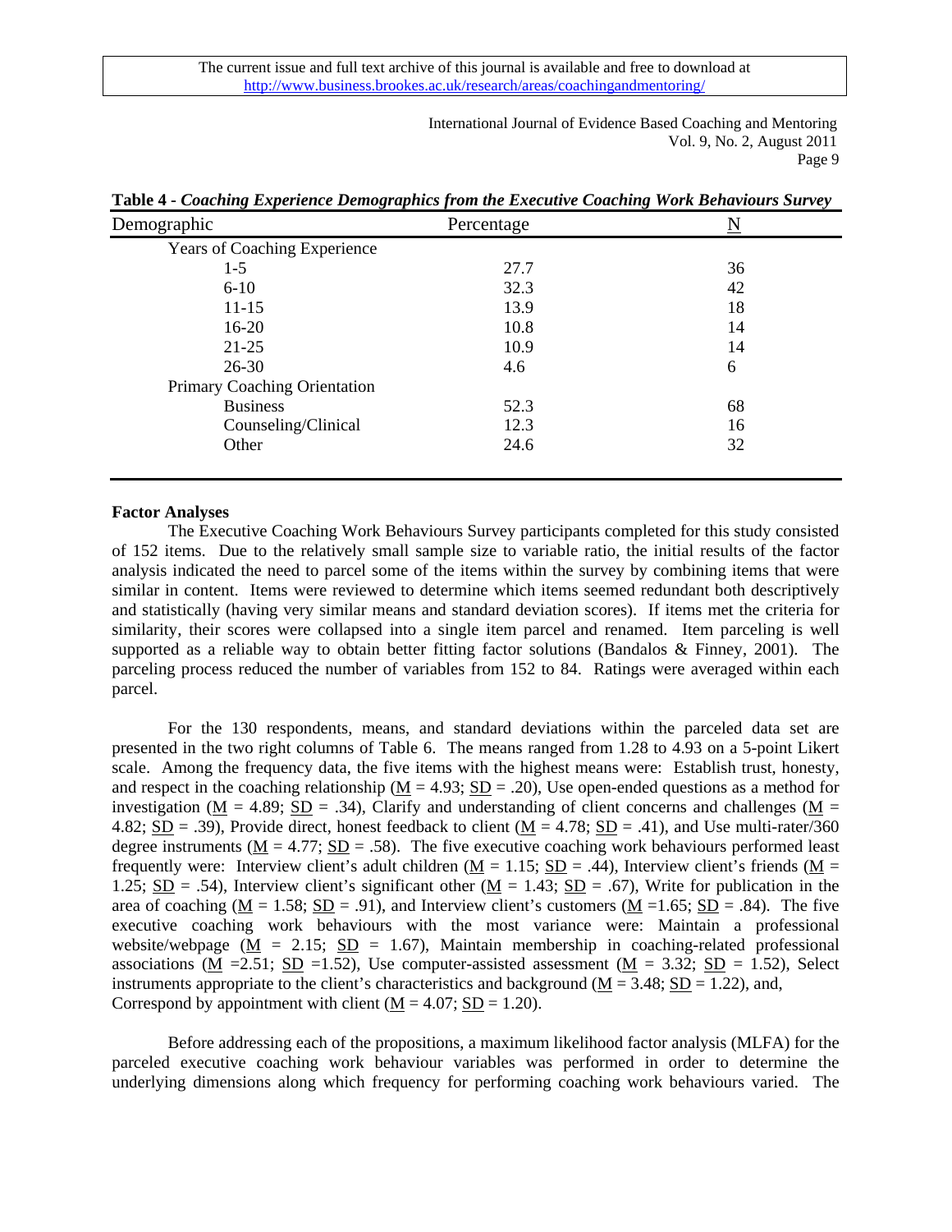**Table 4 - *Coaching Experience Demographics from the Executive Coaching Work Behaviours Survey***

| Demographic | Percentage | N |
|---|---|---|
| Years of Coaching Experience | | |
| 1-5 | 27.7 | 36 |
| 6-10 | 32.3 | 42 |
| 11-15 | 13.9 | 18 |
| 16-20 | 10.8 | 14 |
| 21-25 | 10.9 | 14 |
| 26-30 | 4.6 | 6 |
| Primary Coaching Orientation | | |
| Business | 52.3 | 68 |
| Counseling/Clinical | 12.3 | 16 |
| Other | 24.6 | 32 |

**Factor Analyses**

The Executive Coaching Work Behaviours Survey participants completed for this study consisted of 152 items. Due to the relatively small sample size to variable ratio, the initial results of the factor analysis indicated the need to parcel some of the items within the survey by combining items that were similar in content. Items were reviewed to determine which items seemed redundant both descriptively and statistically (having very similar means and standard deviation scores). If items met the criteria for similarity, their scores were collapsed into a single item parcel and renamed. Item parceling is well supported as a reliable way to obtain better fitting factor solutions (Bandalos & Finney, 2001). The parceling process reduced the number of variables from 152 to 84. Ratings were averaged within each parcel.

For the 130 respondents, means, and standard deviations within the parceled data set are presented in the two right columns of Table 6. The means ranged from 1.28 to 4.93 on a 5-point Likert scale. Among the frequency data, the five items with the highest means were: Establish trust, honesty, and respect in the coaching relationship ($M$ = 4.93; $SD$ = .20), Use open-ended questions as a method for investigation ($M$ = 4.89; $SD$ = .34), Clarify and understanding of client concerns and challenges ($M$ = 4.82; $SD$ = .39), Provide direct, honest feedback to client ($M$ = 4.78; $SD$ = .41), and Use multi-rater/360 degree instruments ($M$ = 4.77; $SD$ = .58). The five executive coaching work behaviours performed least frequently were: Interview client's adult children ($M$ = 1.15; $SD$ = .44), Interview client's friends ($M$ = 1.25; $SD$ = .54), Interview client's significant other ($M$ = 1.43; $SD$ = .67), Write for publication in the area of coaching ($M$ = 1.58; $SD$ = .91), and Interview client's customers ($M$ =1.65; $SD$ = .84). The five executive coaching work behaviours with the most variance were: Maintain a professional website/webpage ($M$ = 2.15; $SD$ = 1.67), Maintain membership in coaching-related professional associations ($M$ =2.51; $SD$ =1.52), Use computer-assisted assessment ($M$ = 3.32; $SD$ = 1.52), Select instruments appropriate to the client's characteristics and background ($M$ = 3.48; $SD$ = 1.22), and, Correspond by appointment with client ($M$ = 4.07; $SD$ = 1.20).

Before addressing each of the propositions, a maximum likelihood factor analysis (MLFA) for the parceled executive coaching work behaviour variables was performed in order to determine the underlying dimensions along which frequency for performing coaching work behaviours varied. The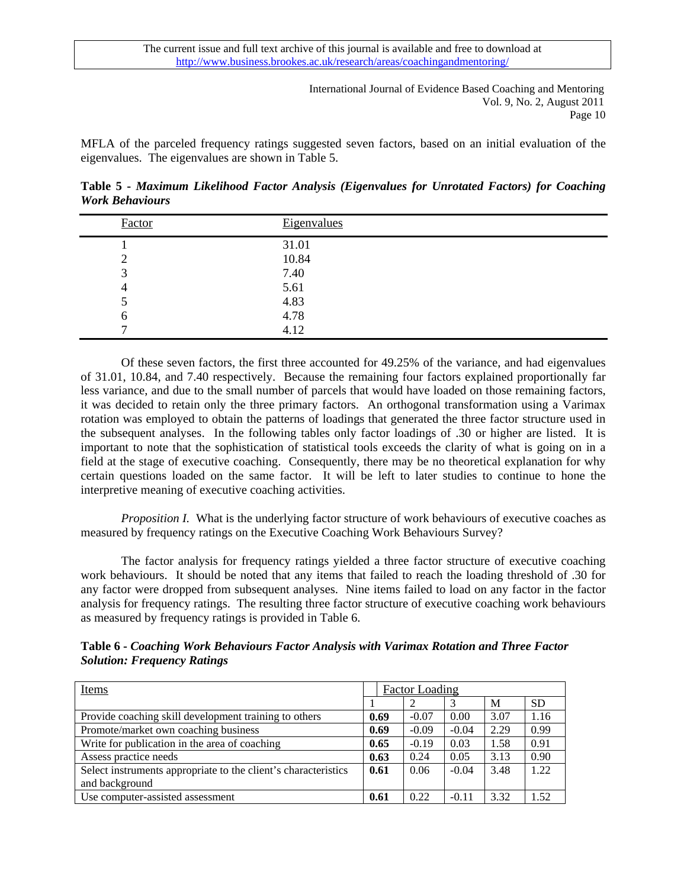MFLA of the parceled frequency ratings suggested seven factors, based on an initial evaluation of the eigenvalues. The eigenvalues are shown in Table 5.

**Table 5** - ***Maximum Likelihood Factor Analysis (Eigenvalues for Unrotated Factors) for Coaching Work Behaviours***

| Factor | Eigenvalues |
|---|---|
| 1 | 31.01 |
| 2 | 10.84 |
| 3 | 7.40 |
| 4 | 5.61 |
| 5 | 4.83 |
| 6 | 4.78 |
| 7 | 4.12 |

Of these seven factors, the first three accounted for 49.25% of the variance, and had eigenvalues of 31.01, 10.84, and 7.40 respectively. Because the remaining four factors explained proportionally far less variance, and due to the small number of parcels that would have loaded on those remaining factors, it was decided to retain only the three primary factors. An orthogonal transformation using a Varimax rotation was employed to obtain the patterns of loadings that generated the three factor structure used in the subsequent analyses. In the following tables only factor loadings of .30 or higher are listed. It is important to note that the sophistication of statistical tools exceeds the clarity of what is going on in a field at the stage of executive coaching. Consequently, there may be no theoretical explanation for why certain questions loaded on the same factor. It will be left to later studies to continue to hone the interpretive meaning of executive coaching activities.

*Proposition I.* What is the underlying factor structure of work behaviours of executive coaches as measured by frequency ratings on the Executive Coaching Work Behaviours Survey?

The factor analysis for frequency ratings yielded a three factor structure of executive coaching work behaviours. It should be noted that any items that failed to reach the loading threshold of .30 for any factor were dropped from subsequent analyses. Nine items failed to load on any factor in the factor analysis for frequency ratings. The resulting three factor structure of executive coaching work behaviours as measured by frequency ratings is provided in Table 6.

**Table 6** - ***Coaching Work Behaviours Factor Analysis with Varimax Rotation and Three Factor Solution: Frequency Ratings***

| Items | Factor Loading | | | | |
|---|---|---|---|---|---|
| | 1 | 2 | 3 | M | SD |
| Provide coaching skill development training to others | **0.69** | -0.07 | 0.00 | 3.07 | 1.16 |
| Promote/market own coaching business | **0.69** | -0.09 | -0.04 | 2.29 | 0.99 |
| Write for publication in the area of coaching | **0.65** | -0.19 | 0.03 | 1.58 | 0.91 |
| Assess practice needs | **0.63** | 0.24 | 0.05 | 3.13 | 0.90 |
| Select instruments appropriate to the client's characteristics and background | **0.61** | 0.06 | -0.04 | 3.48 | 1.22 |
| Use computer-assisted assessment | **0.61** | 0.22 | -0.11 | 3.32 | 1.52 |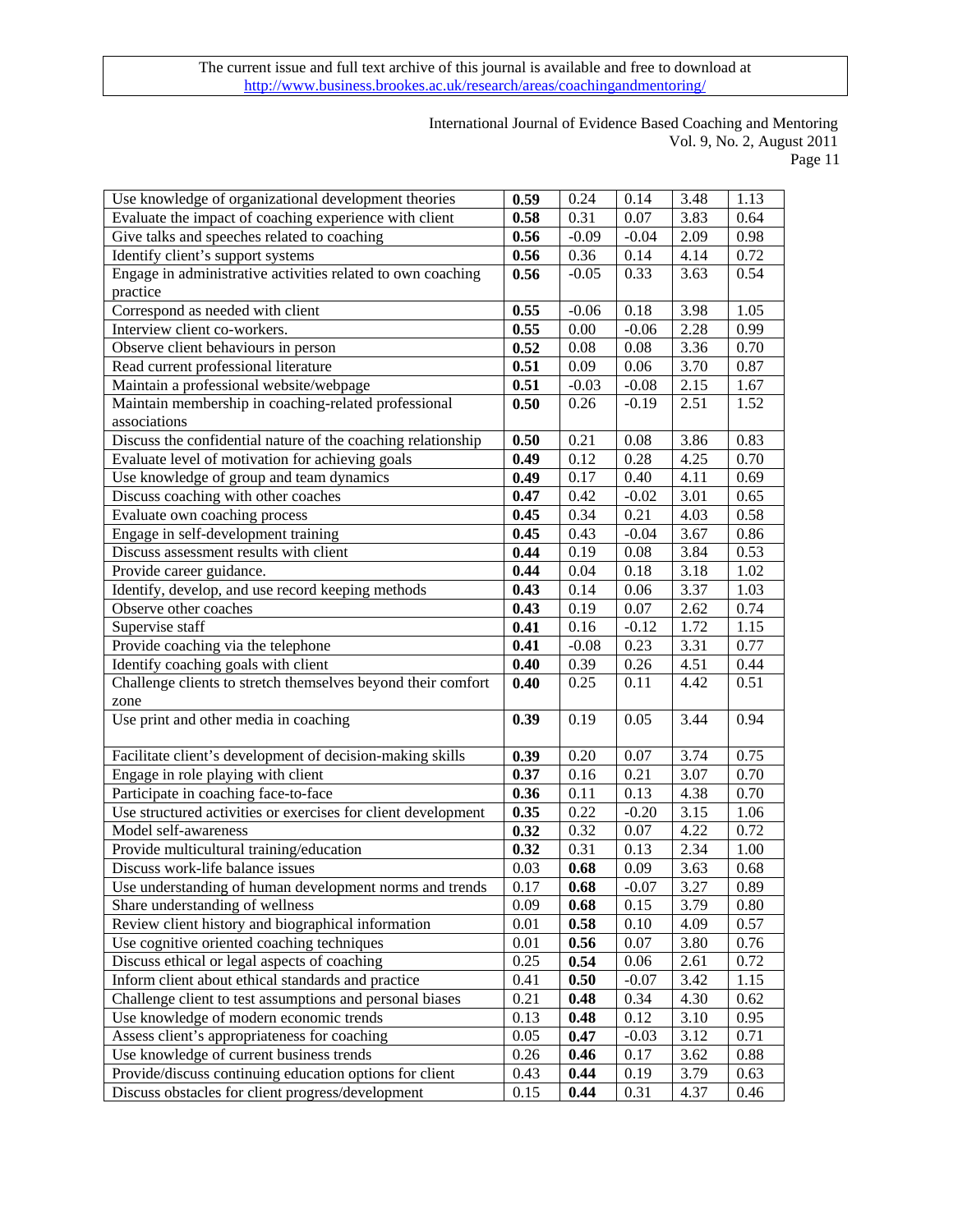| | | | | | |
|---|---|---|---|---|---|
| Use knowledge of organizational development theories | **0.59** | 0.24 | 0.14 | 3.48 | 1.13 |
| Evaluate the impact of coaching experience with client | **0.58** | 0.31 | 0.07 | 3.83 | 0.64 |
| Give talks and speeches related to coaching | **0.56** | -0.09 | -0.04 | 2.09 | 0.98 |
| Identify client's support systems | **0.56** | 0.36 | 0.14 | 4.14 | 0.72 |
| Engage in administrative activities related to own coaching practice | **0.56** | -0.05 | 0.33 | 3.63 | 0.54 |
| Correspond as needed with client | **0.55** | -0.06 | 0.18 | 3.98 | 1.05 |
| Interview client co-workers. | **0.55** | 0.00 | -0.06 | 2.28 | 0.99 |
| Observe client behaviours in person | **0.52** | 0.08 | 0.08 | 3.36 | 0.70 |
| Read current professional literature | **0.51** | 0.09 | 0.06 | 3.70 | 0.87 |
| Maintain a professional website/webpage | **0.51** | -0.03 | -0.08 | 2.15 | 1.67 |
| Maintain membership in coaching-related professional associations | **0.50** | 0.26 | -0.19 | 2.51 | 1.52 |
| Discuss the confidential nature of the coaching relationship | **0.50** | 0.21 | 0.08 | 3.86 | 0.83 |
| Evaluate level of motivation for achieving goals | **0.49** | 0.12 | 0.28 | 4.25 | 0.70 |
| Use knowledge of group and team dynamics | **0.49** | 0.17 | 0.40 | 4.11 | 0.69 |
| Discuss coaching with other coaches | **0.47** | 0.42 | -0.02 | 3.01 | 0.65 |
| Evaluate own coaching process | **0.45** | 0.34 | 0.21 | 4.03 | 0.58 |
| Engage in self-development training | **0.45** | 0.43 | -0.04 | 3.67 | 0.86 |
| Discuss assessment results with client | **0.44** | 0.19 | 0.08 | 3.84 | 0.53 |
| Provide career guidance. | **0.44** | 0.04 | 0.18 | 3.18 | 1.02 |
| Identify, develop, and use record keeping methods | **0.43** | 0.14 | 0.06 | 3.37 | 1.03 |
| Observe other coaches | **0.43** | 0.19 | 0.07 | 2.62 | 0.74 |
| Supervise staff | **0.41** | 0.16 | -0.12 | 1.72 | 1.15 |
| Provide coaching via the telephone | **0.41** | -0.08 | 0.23 | 3.31 | 0.77 |
| Identify coaching goals with client | **0.40** | 0.39 | 0.26 | 4.51 | 0.44 |
| Challenge clients to stretch themselves beyond their comfort zone | **0.40** | 0.25 | 0.11 | 4.42 | 0.51 |
| Use print and other media in coaching | **0.39** | 0.19 | 0.05 | 3.44 | 0.94 |
| Facilitate client's development of decision-making skills | **0.39** | 0.20 | 0.07 | 3.74 | 0.75 |
| Engage in role playing with client | **0.37** | 0.16 | 0.21 | 3.07 | 0.70 |
| Participate in coaching face-to-face | **0.36** | 0.11 | 0.13 | 4.38 | 0.70 |
| Use structured activities or exercises for client development | **0.35** | 0.22 | -0.20 | 3.15 | 1.06 |
| Model self-awareness | **0.32** | 0.32 | 0.07 | 4.22 | 0.72 |
| Provide multicultural training/education | **0.32** | 0.31 | 0.13 | 2.34 | 1.00 |
| Discuss work-life balance issues | 0.03 | **0.68** | 0.09 | 3.63 | 0.68 |
| Use understanding of human development norms and trends | 0.17 | **0.68** | -0.07 | 3.27 | 0.89 |
| Share understanding of wellness | 0.09 | **0.68** | 0.15 | 3.79 | 0.80 |
| Review client history and biographical information | 0.01 | **0.58** | 0.10 | 4.09 | 0.57 |
| Use cognitive oriented coaching techniques | 0.01 | **0.56** | 0.07 | 3.80 | 0.76 |
| Discuss ethical or legal aspects of coaching | 0.25 | **0.54** | 0.06 | 2.61 | 0.72 |
| Inform client about ethical standards and practice | 0.41 | **0.50** | -0.07 | 3.42 | 1.15 |
| Challenge client to test assumptions and personal biases | 0.21 | **0.48** | 0.34 | 4.30 | 0.62 |
| Use knowledge of modern economic trends | 0.13 | **0.48** | 0.12 | 3.10 | 0.95 |
| Assess client's appropriateness for coaching | 0.05 | **0.47** | -0.03 | 3.12 | 0.71 |
| Use knowledge of current business trends | 0.26 | **0.46** | 0.17 | 3.62 | 0.88 |
| Provide/discuss continuing education options for client | 0.43 | **0.44** | 0.19 | 3.79 | 0.63 |
| Discuss obstacles for client progress/development | 0.15 | **0.44** | 0.31 | 4.37 | 0.46 |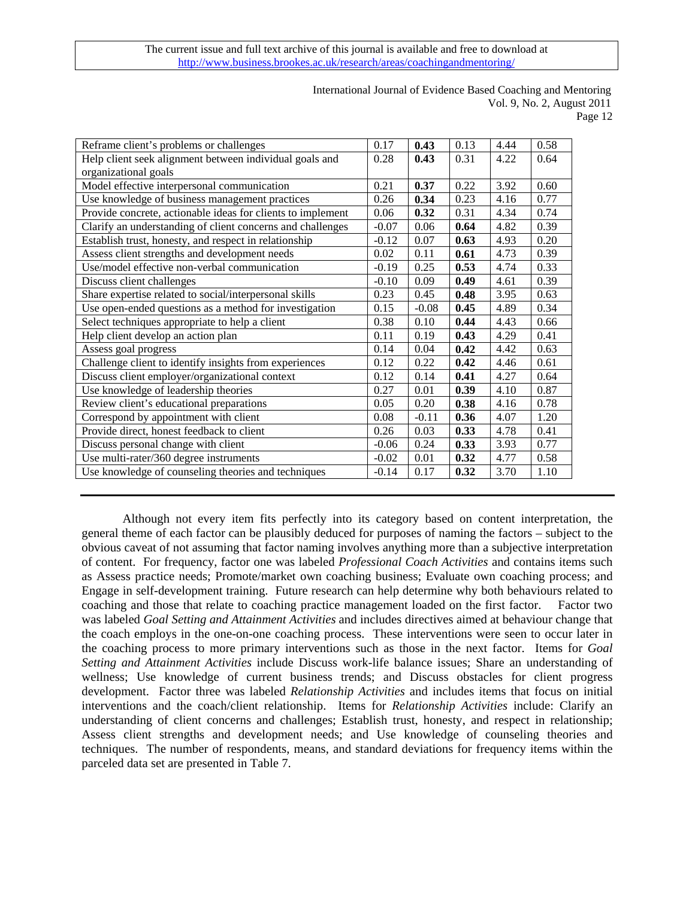| | | | | | |
|---|---|---|---|---|---|
| Reframe client's problems or challenges | 0.17 | **0.43** | 0.13 | 4.44 | 0.58 |
| Help client seek alignment between individual goals and organizational goals | 0.28 | **0.43** | 0.31 | 4.22 | 0.64 |
| Model effective interpersonal communication | 0.21 | **0.37** | 0.22 | 3.92 | 0.60 |
| Use knowledge of business management practices | 0.26 | **0.34** | 0.23 | 4.16 | 0.77 |
| Provide concrete, actionable ideas for clients to implement | 0.06 | **0.32** | 0.31 | 4.34 | 0.74 |
| Clarify an understanding of client concerns and challenges | -0.07 | 0.06 | **0.64** | 4.82 | 0.39 |
| Establish trust, honesty, and respect in relationship | -0.12 | 0.07 | **0.63** | 4.93 | 0.20 |
| Assess client strengths and development needs | 0.02 | 0.11 | **0.61** | 4.73 | 0.39 |
| Use/model effective non-verbal communication | -0.19 | 0.25 | **0.53** | 4.74 | 0.33 |
| Discuss client challenges | -0.10 | 0.09 | **0.49** | 4.61 | 0.39 |
| Share expertise related to social/interpersonal skills | 0.23 | 0.45 | **0.48** | 3.95 | 0.63 |
| Use open-ended questions as a method for investigation | 0.15 | -0.08 | **0.45** | 4.89 | 0.34 |
| Select techniques appropriate to help a client | 0.38 | 0.10 | **0.44** | 4.43 | 0.66 |
| Help client develop an action plan | 0.11 | 0.19 | **0.43** | 4.29 | 0.41 |
| Assess goal progress | 0.14 | 0.04 | **0.42** | 4.42 | 0.63 |
| Challenge client to identify insights from experiences | 0.12 | 0.22 | **0.42** | 4.46 | 0.61 |
| Discuss client employer/organizational context | 0.12 | 0.14 | **0.41** | 4.27 | 0.64 |
| Use knowledge of leadership theories | 0.27 | 0.01 | **0.39** | 4.10 | 0.87 |
| Review client's educational preparations | 0.05 | 0.20 | **0.38** | 4.16 | 0.78 |
| Correspond by appointment with client | 0.08 | -0.11 | **0.36** | 4.07 | 1.20 |
| Provide direct, honest feedback to client | 0.26 | 0.03 | **0.33** | 4.78 | 0.41 |
| Discuss personal change with client | -0.06 | 0.24 | **0.33** | 3.93 | 0.77 |
| Use multi-rater/360 degree instruments | -0.02 | 0.01 | **0.32** | 4.77 | 0.58 |
| Use knowledge of counseling theories and techniques | -0.14 | 0.17 | **0.32** | 3.70 | 1.10 |

Although not every item fits perfectly into its category based on content interpretation, the general theme of each factor can be plausibly deduced for purposes of naming the factors – subject to the obvious caveat of not assuming that factor naming involves anything more than a subjective interpretation of content. For frequency, factor one was labeled *Professional Coach Activities* and contains items such as Assess practice needs; Promote/market own coaching business; Evaluate own coaching process; and Engage in self-development training. Future research can help determine why both behaviours related to coaching and those that relate to coaching practice management loaded on the first factor. Factor two was labeled *Goal Setting and Attainment Activities* and includes directives aimed at behaviour change that the coach employs in the one-on-one coaching process. These interventions were seen to occur later in the coaching process to more primary interventions such as those in the next factor. Items for *Goal Setting and Attainment Activities* include Discuss work-life balance issues; Share an understanding of wellness; Use knowledge of current business trends; and Discuss obstacles for client progress development. Factor three was labeled *Relationship Activities* and includes items that focus on initial interventions and the coach/client relationship. Items for *Relationship Activities* include: Clarify an understanding of client concerns and challenges; Establish trust, honesty, and respect in relationship; Assess client strengths and development needs; and Use knowledge of counseling theories and techniques. The number of respondents, means, and standard deviations for frequency items within the parceled data set are presented in Table 7.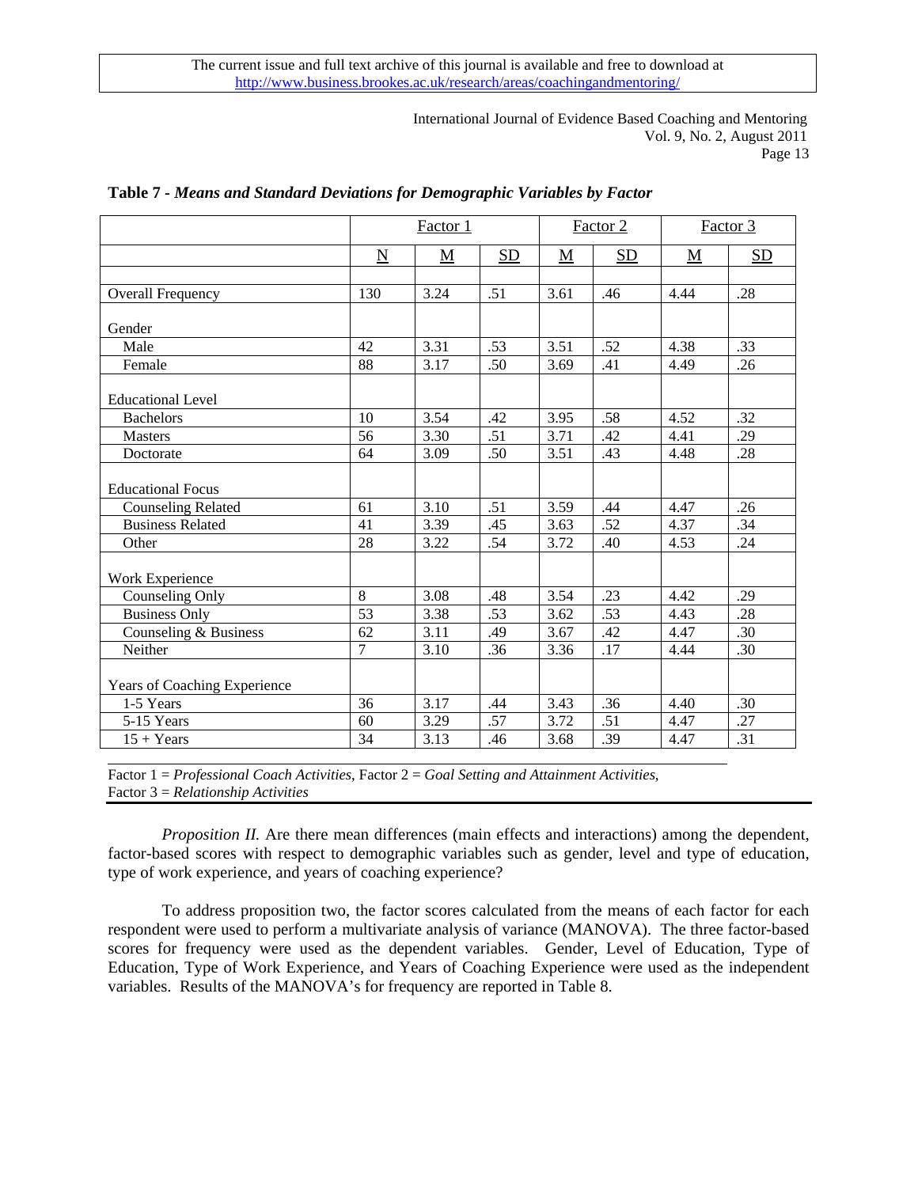**Table 7 - *Means and Standard Deviations for Demographic Variables by Factor***

| | Factor 1 | | | Factor 2 | | Factor 3 | |
|---|---|---|---|---|---|---|---|
| | N | M | SD | M | SD | M | SD |
| Overall Frequency | 130 | 3.24 | .51 | 3.61 | .46 | 4.44 | .28 |
| Gender | | | | | | | |
| Male | 42 | 3.31 | .53 | 3.51 | .52 | 4.38 | .33 |
| Female | 88 | 3.17 | .50 | 3.69 | .41 | 4.49 | .26 |
| Educational Level | | | | | | | |
| Bachelors | 10 | 3.54 | .42 | 3.95 | .58 | 4.52 | .32 |
| Masters | 56 | 3.30 | .51 | 3.71 | .42 | 4.41 | .29 |
| Doctorate | 64 | 3.09 | .50 | 3.51 | .43 | 4.48 | .28 |
| Educational Focus | | | | | | | |
| Counseling Related | 61 | 3.10 | .51 | 3.59 | .44 | 4.47 | .26 |
| Business Related | 41 | 3.39 | .45 | 3.63 | .52 | 4.37 | .34 |
| Other | 28 | 3.22 | .54 | 3.72 | .40 | 4.53 | .24 |
| Work Experience | | | | | | | |
| Counseling Only | 8 | 3.08 | .48 | 3.54 | .23 | 4.42 | .29 |
| Business Only | 53 | 3.38 | .53 | 3.62 | .53 | 4.43 | .28 |
| Counseling & Business | 62 | 3.11 | .49 | 3.67 | .42 | 4.47 | .30 |
| Neither | 7 | 3.10 | .36 | 3.36 | .17 | 4.44 | .30 |
| Years of Coaching Experience | | | | | | | |
| 1-5 Years | 36 | 3.17 | .44 | 3.43 | .36 | 4.40 | .30 |
| 5-15 Years | 60 | 3.29 | .57 | 3.72 | .51 | 4.47 | .27 |
| 15 + Years | 34 | 3.13 | .46 | 3.68 | .39 | 4.47 | .31 |

Factor 1 = *Professional Coach Activities*, Factor 2 = *Goal Setting and Attainment Activities*, Factor 3 = *Relationship Activities*

*Proposition II.* Are there mean differences (main effects and interactions) among the dependent, factor-based scores with respect to demographic variables such as gender, level and type of education, type of work experience, and years of coaching experience?

To address proposition two, the factor scores calculated from the means of each factor for each respondent were used to perform a multivariate analysis of variance (MANOVA). The three factor-based scores for frequency were used as the dependent variables. Gender, Level of Education, Type of Education, Type of Work Experience, and Years of Coaching Experience were used as the independent variables. Results of the MANOVA's for frequency are reported in Table 8.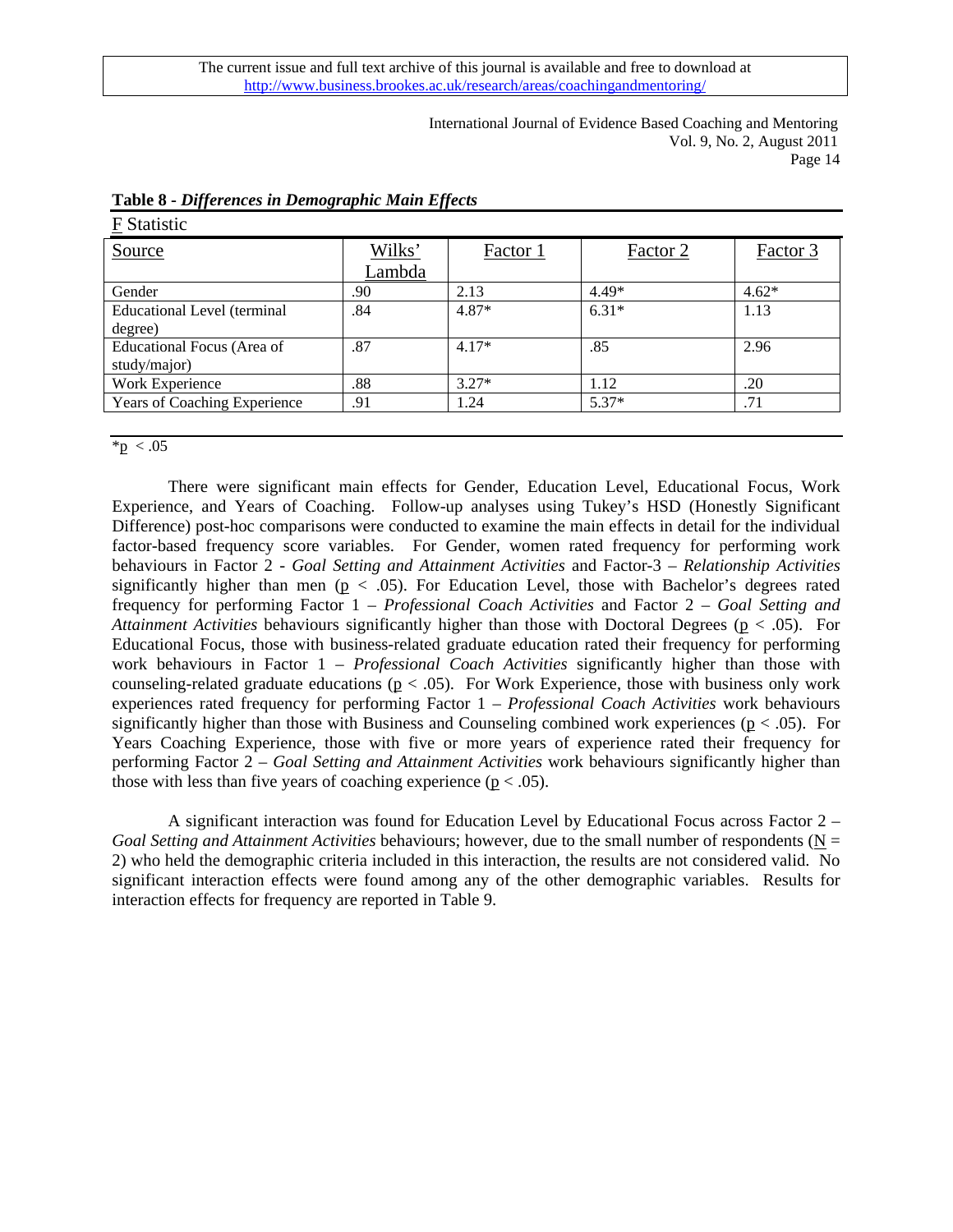**Table 8 - *Differences in Demographic Main Effects***

F Statistic

| Source | Wilks' Lambda | Factor 1 | Factor 2 | Factor 3 |
|---|---|---|---|---|
| Gender | .90 | 2.13 | 4.49* | 4.62* |
| Educational Level (terminal degree) | .84 | 4.87* | 6.31* | 1.13 |
| Educational Focus (Area of study/major) | .87 | 4.17* | .85 | 2.96 |
| Work Experience | .88 | 3.27* | 1.12 | .20 |
| Years of Coaching Experience | .91 | 1.24 | 5.37* | .71 |

*$p < .05$

There were significant main effects for Gender, Education Level, Educational Focus, Work Experience, and Years of Coaching. Follow-up analyses using Tukey's HSD (Honestly Significant Difference) post-hoc comparisons were conducted to examine the main effects in detail for the individual factor-based frequency score variables. For Gender, women rated frequency for performing work behaviours in Factor 2 - *Goal Setting and Attainment Activities* and Factor-3 – *Relationship Activities* significantly higher than men ($p < .05$). For Education Level, those with Bachelor's degrees rated frequency for performing Factor 1 – *Professional Coach Activities* and Factor 2 – *Goal Setting and Attainment Activities* behaviours significantly higher than those with Doctoral Degrees ($p < .05$). For Educational Focus, those with business-related graduate education rated their frequency for performing work behaviours in Factor 1 – *Professional Coach Activities* significantly higher than those with counseling-related graduate educations ($p < .05$). For Work Experience, those with business only work experiences rated frequency for performing Factor 1 – *Professional Coach Activities* work behaviours significantly higher than those with Business and Counseling combined work experiences ($p < .05$). For Years Coaching Experience, those with five or more years of experience rated their frequency for performing Factor 2 – *Goal Setting and Attainment Activities* work behaviours significantly higher than those with less than five years of coaching experience ($p < .05$).

A significant interaction was found for Education Level by Educational Focus across Factor 2 – *Goal Setting and Attainment Activities* behaviours; however, due to the small number of respondents ($N = 2$) who held the demographic criteria included in this interaction, the results are not considered valid. No significant interaction effects were found among any of the other demographic variables. Results for interaction effects for frequency are reported in Table 9.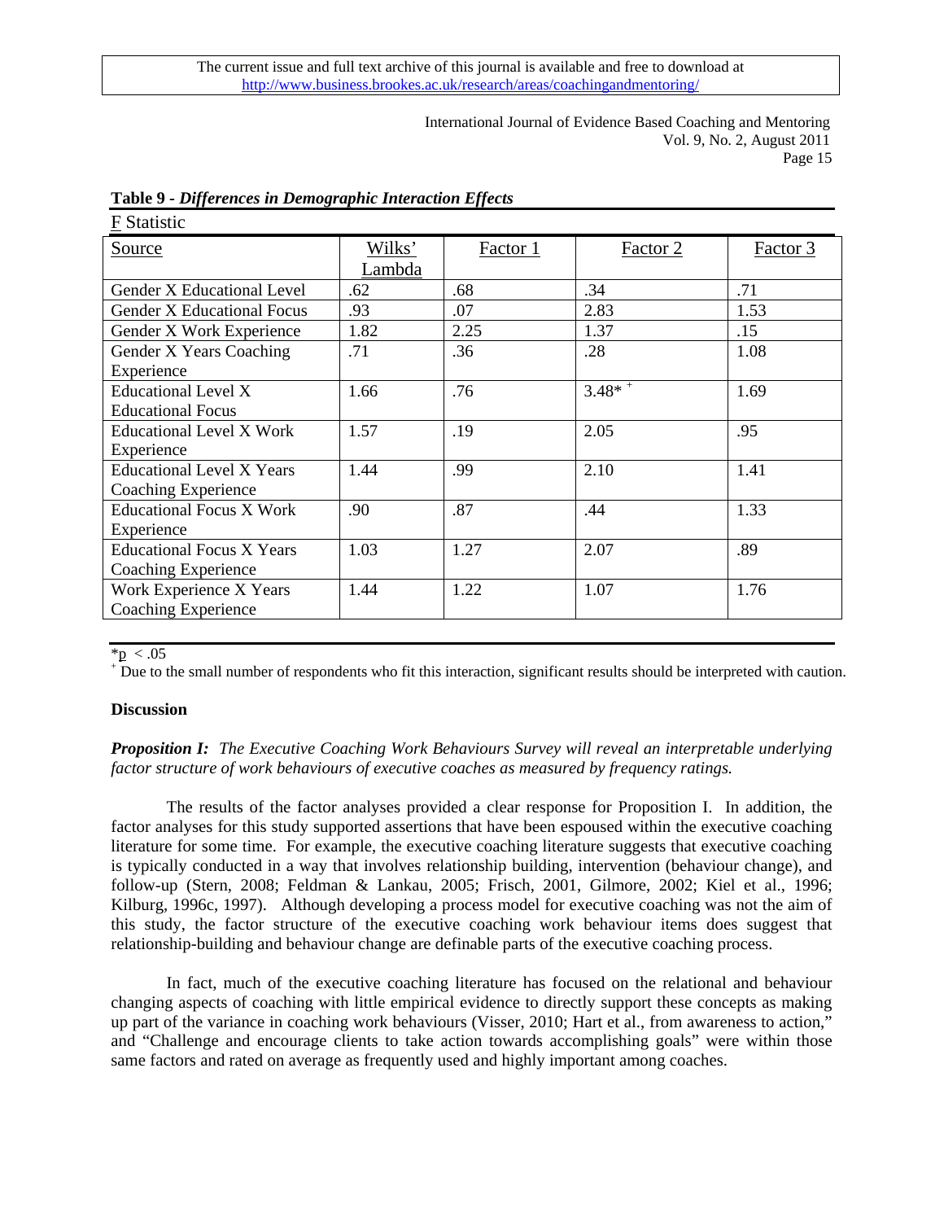**Table 9 - *Differences in Demographic Interaction Effects***

F Statistic

| Source | Wilks' Lambda | Factor 1 | Factor 2 | Factor 3 |
|---|---|---|---|---|
| Gender X Educational Level | .62 | .68 | .34 | .71 |
| Gender X Educational Focus | .93 | .07 | 2.83 | 1.53 |
| Gender X Work Experience | 1.82 | 2.25 | 1.37 | .15 |
| Gender X Years Coaching Experience | .71 | .36 | .28 | 1.08 |
| Educational Level X Educational Focus | 1.66 | .76 | 3.48*[+] | 1.69 |
| Educational Level X Work Experience | 1.57 | .19 | 2.05 | .95 |
| Educational Level X Years Coaching Experience | 1.44 | .99 | 2.10 | 1.41 |
| Educational Focus X Work Experience | .90 | .87 | .44 | 1.33 |
| Educational Focus X Years Coaching Experience | 1.03 | 1.27 | 2.07 | .89 |
| Work Experience X Years Coaching Experience | 1.44 | 1.22 | 1.07 | 1.76 |

*$p < .05$

[+] Due to the small number of respondents who fit this interaction, significant results should be interpreted with caution.

## Discussion

***Proposition I:*** *The Executive Coaching Work Behaviours Survey will reveal an interpretable underlying factor structure of work behaviours of executive coaches as measured by frequency ratings.*

The results of the factor analyses provided a clear response for Proposition I. In addition, the factor analyses for this study supported assertions that have been espoused within the executive coaching literature for some time. For example, the executive coaching literature suggests that executive coaching is typically conducted in a way that involves relationship building, intervention (behaviour change), and follow-up (Stern, 2008; Feldman & Lankau, 2005; Frisch, 2001, Gilmore, 2002; Kiel et al., 1996; Kilburg, 1996c, 1997). Although developing a process model for executive coaching was not the aim of this study, the factor structure of the executive coaching work behaviour items does suggest that relationship-building and behaviour change are definable parts of the executive coaching process.

In fact, much of the executive coaching literature has focused on the relational and behaviour changing aspects of coaching with little empirical evidence to directly support these concepts as making up part of the variance in coaching work behaviours (Visser, 2010; Hart et al., from awareness to action," and "Challenge and encourage clients to take action towards accomplishing goals" were within those same factors and rated on average as frequently used and highly important among coaches.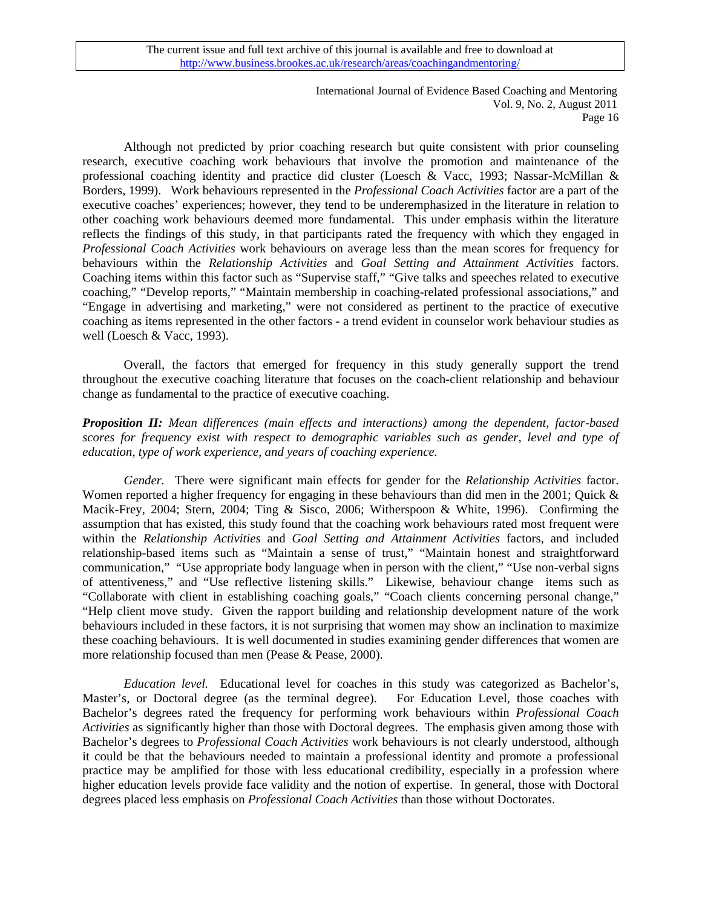Although not predicted by prior coaching research but quite consistent with prior counseling research, executive coaching work behaviours that involve the promotion and maintenance of the professional coaching identity and practice did cluster (Loesch & Vacc, 1993; Nassar-McMillan & Borders, 1999). Work behaviours represented in the *Professional Coach Activities* factor are a part of the executive coaches' experiences; however, they tend to be underemphasized in the literature in relation to other coaching work behaviours deemed more fundamental. This under emphasis within the literature reflects the findings of this study, in that participants rated the frequency with which they engaged in *Professional Coach Activities* work behaviours on average less than the mean scores for frequency for behaviours within the *Relationship Activities* and *Goal Setting and Attainment Activities* factors. Coaching items within this factor such as "Supervise staff," "Give talks and speeches related to executive coaching," "Develop reports," "Maintain membership in coaching-related professional associations," and "Engage in advertising and marketing," were not considered as pertinent to the practice of executive coaching as items represented in the other factors - a trend evident in counselor work behaviour studies as well (Loesch & Vacc, 1993).

Overall, the factors that emerged for frequency in this study generally support the trend throughout the executive coaching literature that focuses on the coach-client relationship and behaviour change as fundamental to the practice of executive coaching.

***Proposition II:*** *Mean differences (main effects and interactions) among the dependent, factor-based scores for frequency exist with respect to demographic variables such as gender, level and type of education, type of work experience, and years of coaching experience.*

*Gender.* There were significant main effects for gender for the *Relationship Activities* factor. Women reported a higher frequency for engaging in these behaviours than did men in the 2001; Quick & Macik-Frey, 2004; Stern, 2004; Ting & Sisco, 2006; Witherspoon & White, 1996). Confirming the assumption that has existed, this study found that the coaching work behaviours rated most frequent were within the *Relationship Activities* and *Goal Setting and Attainment Activities* factors, and included relationship-based items such as "Maintain a sense of trust," "Maintain honest and straightforward communication," "Use appropriate body language when in person with the client," "Use non-verbal signs of attentiveness," and "Use reflective listening skills." Likewise, behaviour change items such as "Collaborate with client in establishing coaching goals," "Coach clients concerning personal change," "Help client move study. Given the rapport building and relationship development nature of the work behaviours included in these factors, it is not surprising that women may show an inclination to maximize these coaching behaviours. It is well documented in studies examining gender differences that women are more relationship focused than men (Pease & Pease, 2000).

*Education level.* Educational level for coaches in this study was categorized as Bachelor's, Master's, or Doctoral degree (as the terminal degree). For Education Level, those coaches with Bachelor's degrees rated the frequency for performing work behaviours within *Professional Coach Activities* as significantly higher than those with Doctoral degrees. The emphasis given among those with Bachelor's degrees to *Professional Coach Activities* work behaviours is not clearly understood, although it could be that the behaviours needed to maintain a professional identity and promote a professional practice may be amplified for those with less educational credibility, especially in a profession where higher education levels provide face validity and the notion of expertise. In general, those with Doctoral degrees placed less emphasis on *Professional Coach Activities* than those without Doctorates.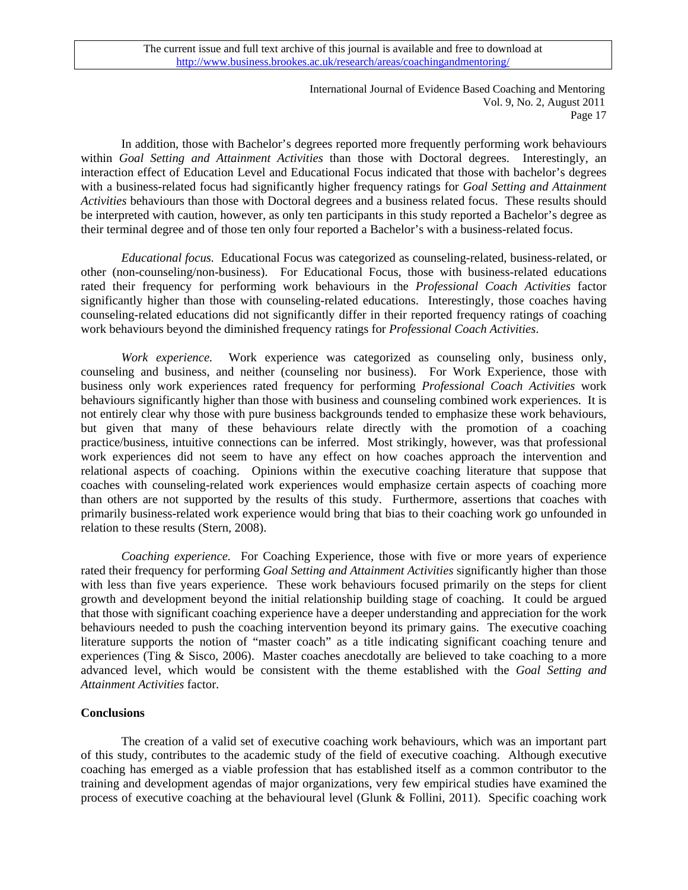In addition, those with Bachelor's degrees reported more frequently performing work behaviours within *Goal Setting and Attainment Activities* than those with Doctoral degrees. Interestingly, an interaction effect of Education Level and Educational Focus indicated that those with bachelor's degrees with a business-related focus had significantly higher frequency ratings for *Goal Setting and Attainment Activities* behaviours than those with Doctoral degrees and a business related focus. These results should be interpreted with caution, however, as only ten participants in this study reported a Bachelor's degree as their terminal degree and of those ten only four reported a Bachelor's with a business-related focus.

*Educational focus.* Educational Focus was categorized as counseling-related, business-related, or other (non-counseling/non-business). For Educational Focus, those with business-related educations rated their frequency for performing work behaviours in the *Professional Coach Activities* factor significantly higher than those with counseling-related educations. Interestingly, those coaches having counseling-related educations did not significantly differ in their reported frequency ratings of coaching work behaviours beyond the diminished frequency ratings for *Professional Coach Activities*.

*Work experience.* Work experience was categorized as counseling only, business only, counseling and business, and neither (counseling nor business). For Work Experience, those with business only work experiences rated frequency for performing *Professional Coach Activities* work behaviours significantly higher than those with business and counseling combined work experiences. It is not entirely clear why those with pure business backgrounds tended to emphasize these work behaviours, but given that many of these behaviours relate directly with the promotion of a coaching practice/business, intuitive connections can be inferred. Most strikingly, however, was that professional work experiences did not seem to have any effect on how coaches approach the intervention and relational aspects of coaching. Opinions within the executive coaching literature that suppose that coaches with counseling-related work experiences would emphasize certain aspects of coaching more than others are not supported by the results of this study. Furthermore, assertions that coaches with primarily business-related work experience would bring that bias to their coaching work go unfounded in relation to these results (Stern, 2008).

*Coaching experience.* For Coaching Experience, those with five or more years of experience rated their frequency for performing *Goal Setting and Attainment Activities* significantly higher than those with less than five years experience. These work behaviours focused primarily on the steps for client growth and development beyond the initial relationship building stage of coaching. It could be argued that those with significant coaching experience have a deeper understanding and appreciation for the work behaviours needed to push the coaching intervention beyond its primary gains. The executive coaching literature supports the notion of "master coach" as a title indicating significant coaching tenure and experiences (Ting & Sisco, 2006). Master coaches anecdotally are believed to take coaching to a more advanced level, which would be consistent with the theme established with the *Goal Setting and Attainment Activities* factor.

**Conclusions**

The creation of a valid set of executive coaching work behaviours, which was an important part of this study, contributes to the academic study of the field of executive coaching. Although executive coaching has emerged as a viable profession that has established itself as a common contributor to the training and development agendas of major organizations, very few empirical studies have examined the process of executive coaching at the behavioural level (Glunk & Follini, 2011). Specific coaching work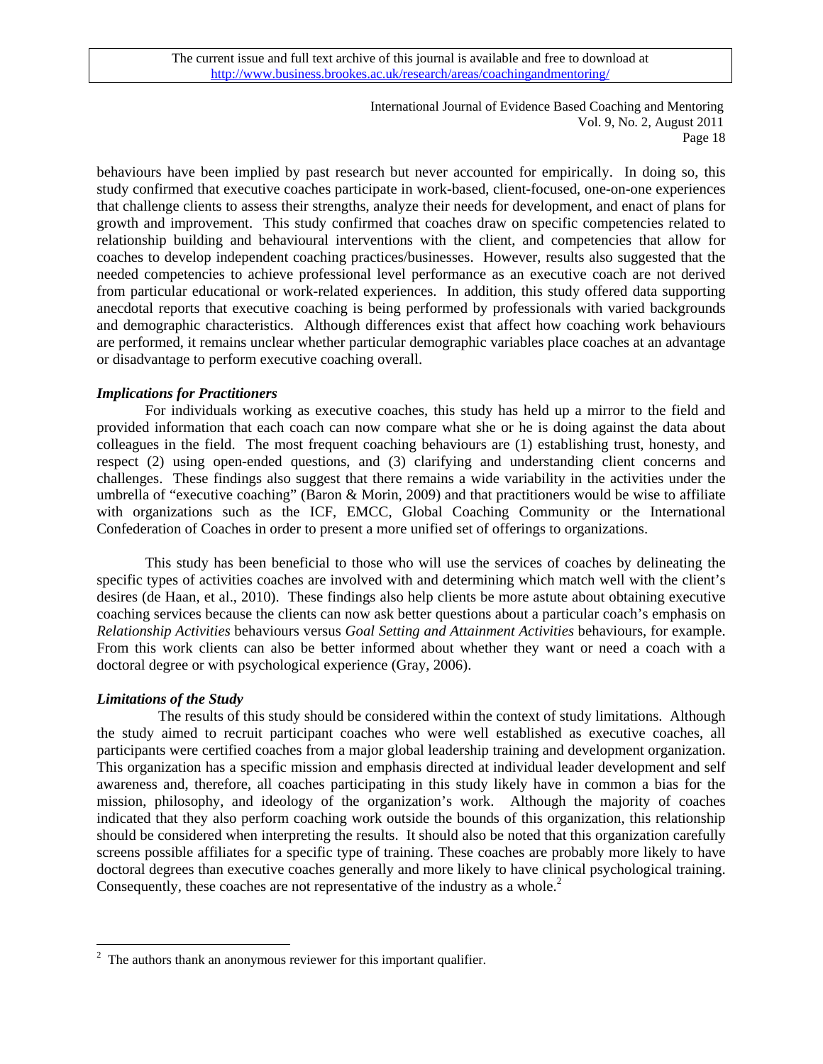behaviours have been implied by past research but never accounted for empirically. In doing so, this study confirmed that executive coaches participate in work-based, client-focused, one-on-one experiences that challenge clients to assess their strengths, analyze their needs for development, and enact of plans for growth and improvement. This study confirmed that coaches draw on specific competencies related to relationship building and behavioural interventions with the client, and competencies that allow for coaches to develop independent coaching practices/businesses. However, results also suggested that the needed competencies to achieve professional level performance as an executive coach are not derived from particular educational or work-related experiences. In addition, this study offered data supporting anecdotal reports that executive coaching is being performed by professionals with varied backgrounds and demographic characteristics. Although differences exist that affect how coaching work behaviours are performed, it remains unclear whether particular demographic variables place coaches at an advantage or disadvantage to perform executive coaching overall.

### *Implications for Practitioners*

For individuals working as executive coaches, this study has held up a mirror to the field and provided information that each coach can now compare what she or he is doing against the data about colleagues in the field. The most frequent coaching behaviours are (1) establishing trust, honesty, and respect (2) using open-ended questions, and (3) clarifying and understanding client concerns and challenges. These findings also suggest that there remains a wide variability in the activities under the umbrella of "executive coaching" (Baron & Morin, 2009) and that practitioners would be wise to affiliate with organizations such as the ICF, EMCC, Global Coaching Community or the International Confederation of Coaches in order to present a more unified set of offerings to organizations.

This study has been beneficial to those who will use the services of coaches by delineating the specific types of activities coaches are involved with and determining which match well with the client's desires (de Haan, et al., 2010). These findings also help clients be more astute about obtaining executive coaching services because the clients can now ask better questions about a particular coach's emphasis on *Relationship Activities* behaviours versus *Goal Setting and Attainment Activities* behaviours, for example. From this work clients can also be better informed about whether they want or need a coach with a doctoral degree or with psychological experience (Gray, 2006).

### *Limitations of the Study*

The results of this study should be considered within the context of study limitations. Although the study aimed to recruit participant coaches who were well established as executive coaches, all participants were certified coaches from a major global leadership training and development organization. This organization has a specific mission and emphasis directed at individual leader development and self awareness and, therefore, all coaches participating in this study likely have in common a bias for the mission, philosophy, and ideology of the organization's work. Although the majority of coaches indicated that they also perform coaching work outside the bounds of this organization, this relationship should be considered when interpreting the results. It should also be noted that this organization carefully screens possible affiliates for a specific type of training. These coaches are probably more likely to have doctoral degrees than executive coaches generally and more likely to have clinical psychological training. Consequently, these coaches are not representative of the industry as a whole.[2]

[2] The authors thank an anonymous reviewer for this important qualifier.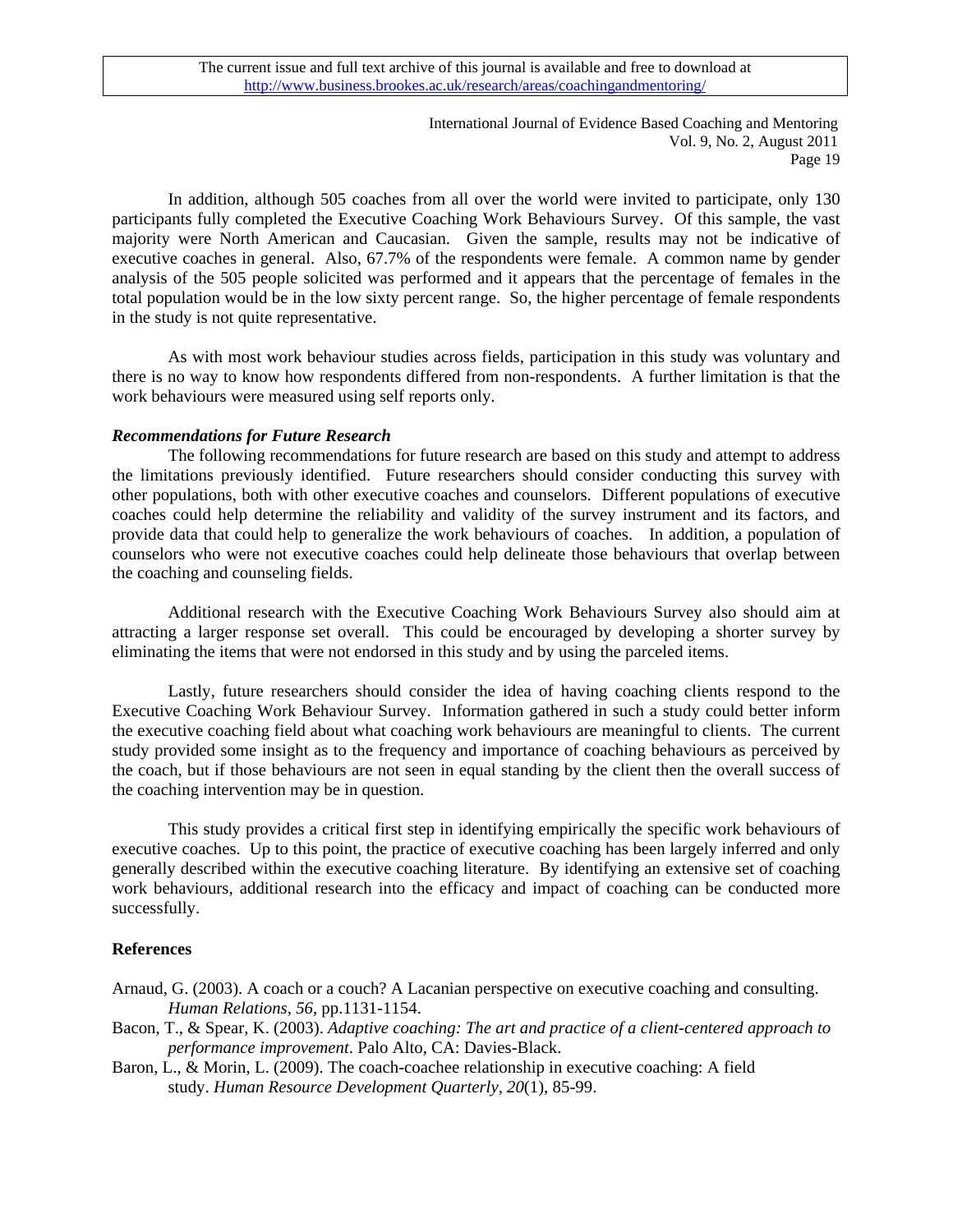In addition, although 505 coaches from all over the world were invited to participate, only 130 participants fully completed the Executive Coaching Work Behaviours Survey. Of this sample, the vast majority were North American and Caucasian. Given the sample, results may not be indicative of executive coaches in general. Also, 67.7% of the respondents were female. A common name by gender analysis of the 505 people solicited was performed and it appears that the percentage of females in the total population would be in the low sixty percent range. So, the higher percentage of female respondents in the study is not quite representative.

As with most work behaviour studies across fields, participation in this study was voluntary and there is no way to know how respondents differed from non-respondents. A further limitation is that the work behaviours were measured using self reports only.

***Recommendations for Future Research***

The following recommendations for future research are based on this study and attempt to address the limitations previously identified. Future researchers should consider conducting this survey with other populations, both with other executive coaches and counselors. Different populations of executive coaches could help determine the reliability and validity of the survey instrument and its factors, and provide data that could help to generalize the work behaviours of coaches. In addition, a population of counselors who were not executive coaches could help delineate those behaviours that overlap between the coaching and counseling fields.

Additional research with the Executive Coaching Work Behaviours Survey also should aim at attracting a larger response set overall. This could be encouraged by developing a shorter survey by eliminating the items that were not endorsed in this study and by using the parceled items.

Lastly, future researchers should consider the idea of having coaching clients respond to the Executive Coaching Work Behaviour Survey. Information gathered in such a study could better inform the executive coaching field about what coaching work behaviours are meaningful to clients. The current study provided some insight as to the frequency and importance of coaching behaviours as perceived by the coach, but if those behaviours are not seen in equal standing by the client then the overall success of the coaching intervention may be in question.

This study provides a critical first step in identifying empirically the specific work behaviours of executive coaches. Up to this point, the practice of executive coaching has been largely inferred and only generally described within the executive coaching literature. By identifying an extensive set of coaching work behaviours, additional research into the efficacy and impact of coaching can be conducted more successfully.

**References**

Arnaud, G. (2003). A coach or a couch? A Lacanian perspective on executive coaching and consulting. *Human Relations, 56*, pp.1131-1154.

Bacon, T., & Spear, K. (2003). *Adaptive coaching: The art and practice of a client-centered approach to performance improvement*. Palo Alto, CA: Davies-Black.

Baron, L., & Morin, L. (2009). The coach-coachee relationship in executive coaching: A field study. *Human Resource Development Quarterly, 20*(1), 85-99.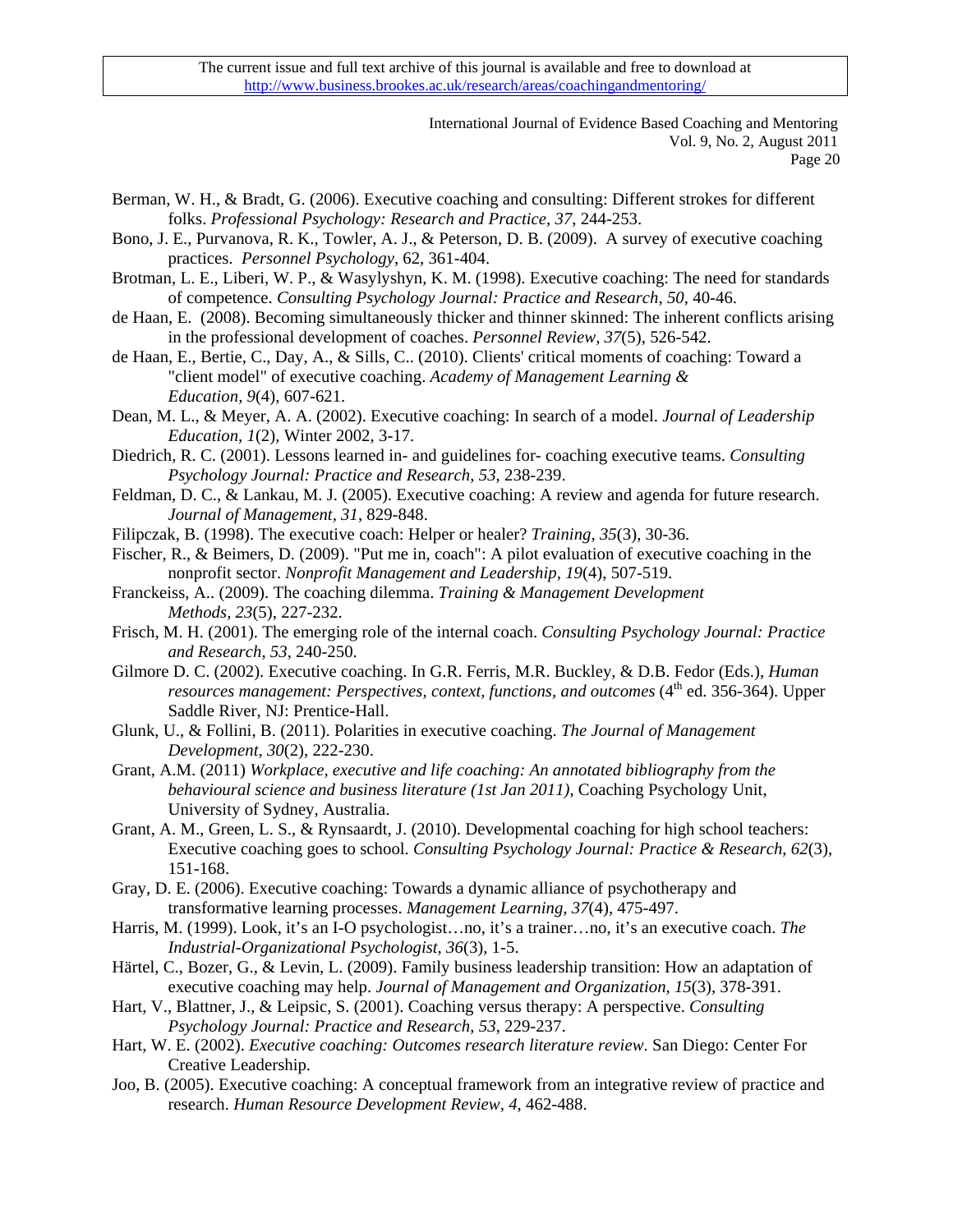Berman, W. H., & Bradt, G. (2006). Executive coaching and consulting: Different strokes for different folks. *Professional Psychology: Research and Practice, 37*, 244-253.

Bono, J. E., Purvanova, R. K., Towler, A. J., & Peterson, D. B. (2009). A survey of executive coaching practices. *Personnel Psychology*, 62, 361-404.

Brotman, L. E., Liberi, W. P., & Wasylyshyn, K. M. (1998). Executive coaching: The need for standards of competence. *Consulting Psychology Journal: Practice and Research*, *50*, 40-46.

de Haan, E. (2008). Becoming simultaneously thicker and thinner skinned: The inherent conflicts arising in the professional development of coaches. *Personnel Review, 37*(5), 526-542.

de Haan, E., Bertie, C., Day, A., & Sills, C.. (2010). Clients' critical moments of coaching: Toward a "client model" of executive coaching. *Academy of Management Learning & Education, 9*(4), 607-621.

Dean, M. L., & Meyer, A. A. (2002). Executive coaching: In search of a model. *Journal of Leadership Education, 1*(2), Winter 2002, 3-17.

Diedrich, R. C. (2001). Lessons learned in- and guidelines for- coaching executive teams. *Consulting Psychology Journal: Practice and Research, 53*, 238-239.

Feldman, D. C., & Lankau, M. J. (2005). Executive coaching: A review and agenda for future research. *Journal of Management, 31*, 829-848.

Filipczak, B. (1998). The executive coach: Helper or healer? *Training, 35*(3), 30-36.

Fischer, R., & Beimers, D. (2009). "Put me in, coach": A pilot evaluation of executive coaching in the nonprofit sector. *Nonprofit Management and Leadership, 19*(4), 507-519.

Franckeiss, A.. (2009). The coaching dilemma. *Training & Management Development Methods, 23*(5), 227-232.

Frisch, M. H. (2001). The emerging role of the internal coach. *Consulting Psychology Journal: Practice and Research, 53*, 240-250.

Gilmore D. C. (2002). Executive coaching. In G.R. Ferris, M.R. Buckley, & D.B. Fedor (Eds.), *Human resources management: Perspectives, context, functions, and outcomes* (4th ed. 356-364). Upper Saddle River, NJ: Prentice-Hall.

Glunk, U., & Follini, B. (2011). Polarities in executive coaching. *The Journal of Management Development, 30*(2), 222-230.

Grant, A.M. (2011) *Workplace, executive and life coaching: An annotated bibliography from the behavioural science and business literature (1st Jan 2011)*, Coaching Psychology Unit, University of Sydney, Australia.

Grant, A. M., Green, L. S., & Rynsaardt, J. (2010). Developmental coaching for high school teachers: Executive coaching goes to school. *Consulting Psychology Journal: Practice & Research, 62*(3), 151-168.

Gray, D. E. (2006). Executive coaching: Towards a dynamic alliance of psychotherapy and transformative learning processes. *Management Learning, 37*(4), 475-497.

Harris, M. (1999). Look, it's an I-O psychologist…no, it's a trainer…no, it's an executive coach. *The Industrial-Organizational Psychologist, 36*(3), 1-5.

Härtel, C., Bozer, G., & Levin, L. (2009). Family business leadership transition: How an adaptation of executive coaching may help. *Journal of Management and Organization, 15*(3), 378-391.

Hart, V., Blattner, J., & Leipsic, S. (2001). Coaching versus therapy: A perspective. *Consulting Psychology Journal: Practice and Research, 53*, 229-237.

Hart, W. E. (2002). *Executive coaching: Outcomes research literature review*. San Diego: Center For Creative Leadership.

Joo, B. (2005). Executive coaching: A conceptual framework from an integrative review of practice and research. *Human Resource Development Review, 4*, 462-488.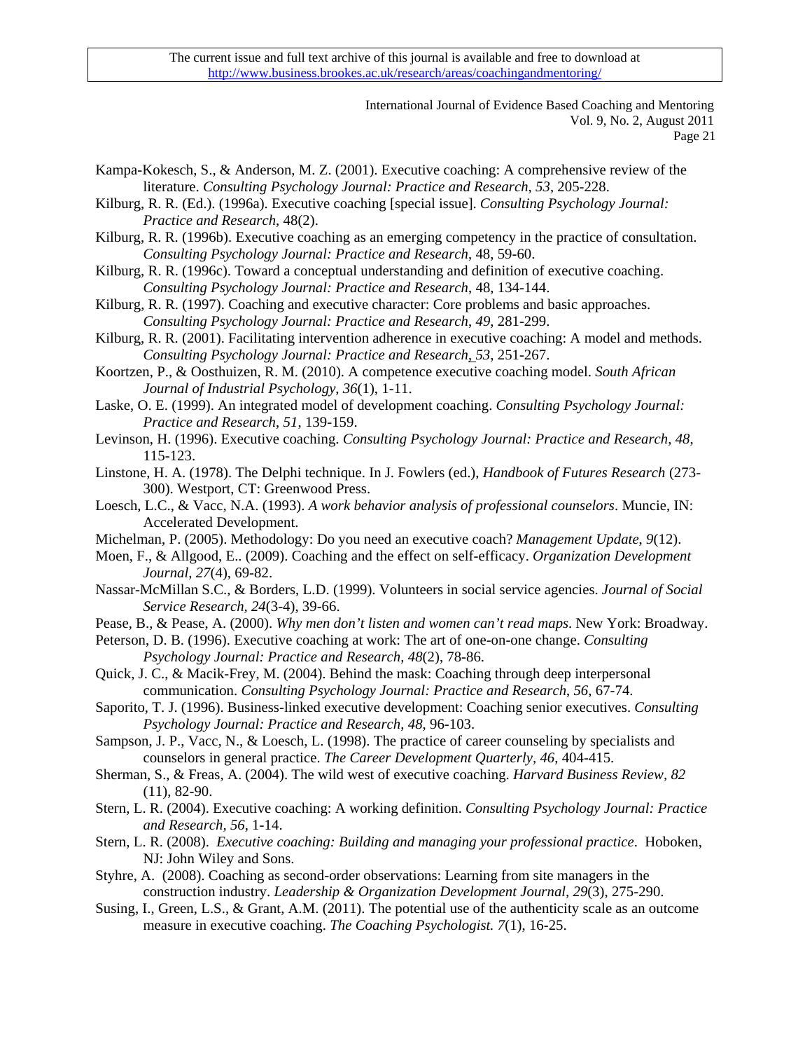Kampa-Kokesch, S., & Anderson, M. Z. (2001). Executive coaching: A comprehensive review of the literature. *Consulting Psychology Journal: Practice and Research*, *53*, 205-228.

Kilburg, R. R. (Ed.). (1996a). Executive coaching [special issue]. *Consulting Psychology Journal: Practice and Research*, 48(2).

Kilburg, R. R. (1996b). Executive coaching as an emerging competency in the practice of consultation. *Consulting Psychology Journal: Practice and Research*, 48, 59-60.

Kilburg, R. R. (1996c). Toward a conceptual understanding and definition of executive coaching. *Consulting Psychology Journal: Practice and Research*, 48, 134-144.

Kilburg, R. R. (1997). Coaching and executive character: Core problems and basic approaches. *Consulting Psychology Journal: Practice and Research*, *49*, 281-299.

Kilburg, R. R. (2001). Facilitating intervention adherence in executive coaching: A model and methods. *Consulting Psychology Journal: Practice and Research*, *53*, 251-267.

Koortzen, P., & Oosthuizen, R. M. (2010). A competence executive coaching model. *South African Journal of Industrial Psychology*, *36*(1), 1-11.

Laske, O. E. (1999). An integrated model of development coaching. *Consulting Psychology Journal: Practice and Research*, *51*, 139-159.

Levinson, H. (1996). Executive coaching. *Consulting Psychology Journal: Practice and Research*, *48*, 115-123.

Linstone, H. A. (1978). The Delphi technique. In J. Fowlers (ed.), *Handbook of Futures Research* (273-300). Westport, CT: Greenwood Press.

Loesch, L.C., & Vacc, N.A. (1993). *A work behavior analysis of professional counselors*. Muncie, IN: Accelerated Development.

Michelman, P. (2005). Methodology: Do you need an executive coach? *Management Update*, *9*(12).

Moen, F., & Allgood, E.. (2009). Coaching and the effect on self-efficacy. *Organization Development Journal*, *27*(4), 69-82.

Nassar-McMillan S.C., & Borders, L.D. (1999). Volunteers in social service agencies. *Journal of Social Service Research*, *24*(3-4), 39-66.

Pease, B., & Pease, A. (2000). *Why men don't listen and women can't read maps*. New York: Broadway.

Peterson, D. B. (1996). Executive coaching at work: The art of one-on-one change. *Consulting Psychology Journal: Practice and Research*, *48*(2), 78-86.

Quick, J. C., & Macik-Frey, M. (2004). Behind the mask: Coaching through deep interpersonal communication. *Consulting Psychology Journal: Practice and Research*, *56*, 67-74.

Saporito, T. J. (1996). Business-linked executive development: Coaching senior executives. *Consulting Psychology Journal: Practice and Research*, *48*, 96-103.

Sampson, J. P., Vacc, N., & Loesch, L. (1998). The practice of career counseling by specialists and counselors in general practice. *The Career Development Quarterly*, *46*, 404-415.

Sherman, S., & Freas, A. (2004). The wild west of executive coaching. *Harvard Business Review*, *82* (11), 82-90.

Stern, L. R. (2004). Executive coaching: A working definition. *Consulting Psychology Journal: Practice and Research*, *56*, 1-14.

Stern, L. R. (2008). *Executive coaching: Building and managing your professional practice*. Hoboken, NJ: John Wiley and Sons.

Styhre, A. (2008). Coaching as second-order observations: Learning from site managers in the construction industry. *Leadership & Organization Development Journal*, *29*(3), 275-290.

Susing, I., Green, L.S., & Grant, A.M. (2011). The potential use of the authenticity scale as an outcome measure in executive coaching. *The Coaching Psychologist. 7*(1), 16-25.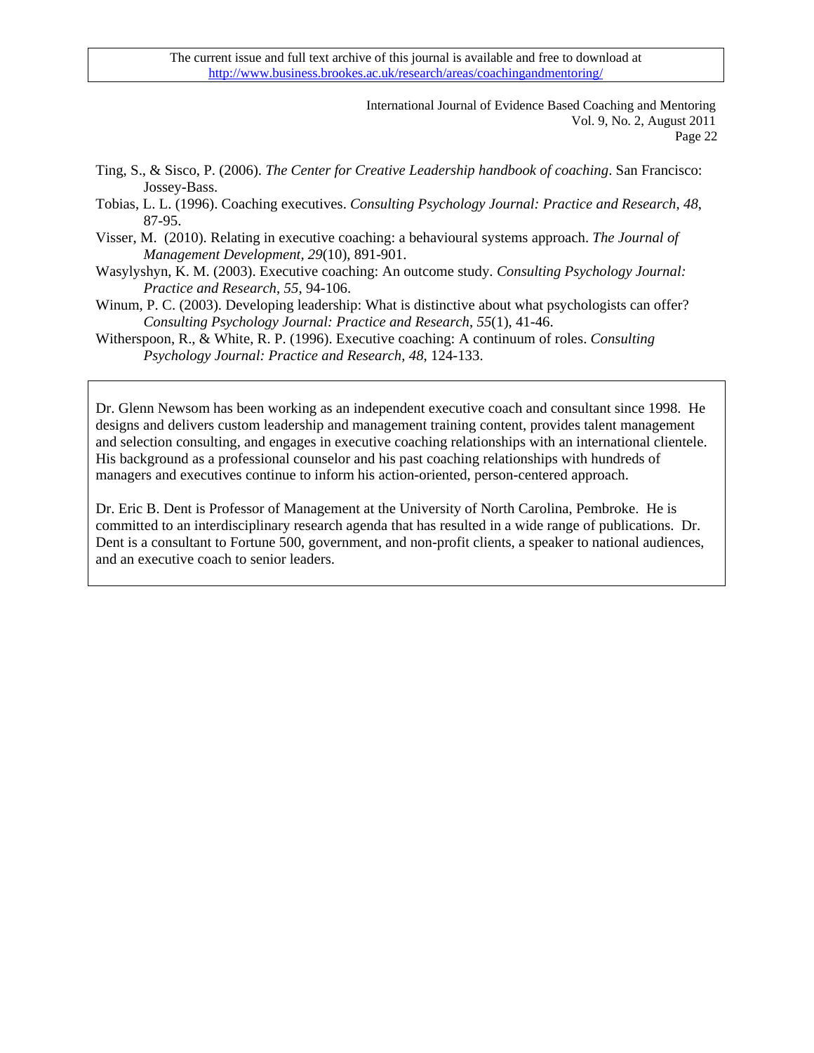Ting, S., & Sisco, P. (2006). *The Center for Creative Leadership handbook of coaching*. San Francisco: Jossey-Bass.

Tobias, L. L. (1996). Coaching executives. *Consulting Psychology Journal: Practice and Research*, *48*, 87-95.

Visser, M. (2010). Relating in executive coaching: a behavioural systems approach. *The Journal of Management Development*, *29*(10), 891-901.

Wasylyshyn, K. M. (2003). Executive coaching: An outcome study. *Consulting Psychology Journal: Practice and Research*, *55*, 94-106.

Winum, P. C. (2003). Developing leadership: What is distinctive about what psychologists can offer? *Consulting Psychology Journal: Practice and Research*, *55*(1), 41-46.

Witherspoon, R., & White, R. P. (1996). Executive coaching: A continuum of roles. *Consulting Psychology Journal: Practice and Research*, *48*, 124-133.

Dr. Glenn Newsom has been working as an independent executive coach and consultant since 1998. He designs and delivers custom leadership and management training content, provides talent management and selection consulting, and engages in executive coaching relationships with an international clientele. His background as a professional counselor and his past coaching relationships with hundreds of managers and executives continue to inform his action-oriented, person-centered approach.

Dr. Eric B. Dent is Professor of Management at the University of North Carolina, Pembroke. He is committed to an interdisciplinary research agenda that has resulted in a wide range of publications. Dr. Dent is a consultant to Fortune 500, government, and non-profit clients, a speaker to national audiences, and an executive coach to senior leaders.